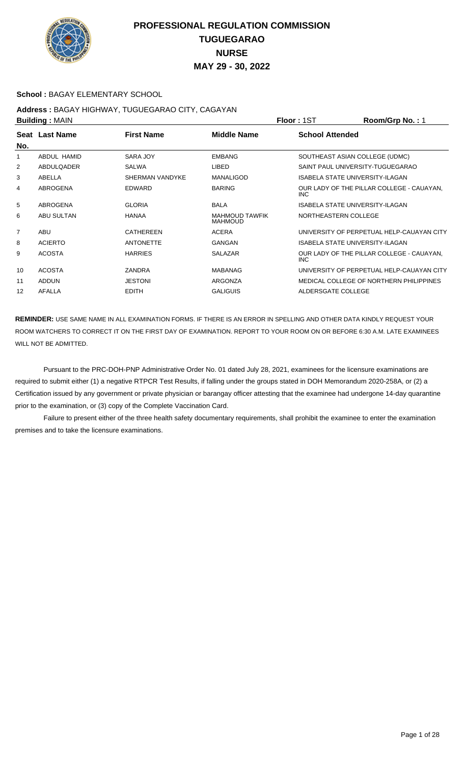# PROFESSIONAL REGULATION COMMISSION
## TUGUEGARAO
## NURSE
## MAY 29 - 30, 2022

**School :** BAGAY ELEMENTARY SCHOOL

**Address :** BAGAY HIGHWAY, TUGUEGARAO CITY, CAGAYAN

**Building :** MAIN **Floor :** 1ST **Room/Grp No. :** 1

| Seat No. | Last Name | First Name | Middle Name | School Attended |
|---|---|---|---|---|
| 1 | ABDUL HAMID | SARA JOY | EMBANG | SOUTHEAST ASIAN COLLEGE (UDMC) |
| 2 | ABDULQADER | SALWA | LIBED | SAINT PAUL UNIVERSITY-TUGUEGARAO |
| 3 | ABELLA | SHERMAN VANDYKE | MANALIGOD | ISABELA STATE UNIVERSITY-ILAGAN |
| 4 | ABROGENA | EDWARD | BARING | OUR LADY OF THE PILLAR COLLEGE - CAUAYAN, INC |
| 5 | ABROGENA | GLORIA | BALA | ISABELA STATE UNIVERSITY-ILAGAN |
| 6 | ABU SULTAN | HANAA | MAHMOUD TAWFIK MAHMOUD | NORTHEASTERN COLLEGE |
| 7 | ABU | CATHEREEN | ACERA | UNIVERSITY OF PERPETUAL HELP-CAUAYAN CITY |
| 8 | ACIERTO | ANTONETTE | GANGAN | ISABELA STATE UNIVERSITY-ILAGAN |
| 9 | ACOSTA | HARRIES | SALAZAR | OUR LADY OF THE PILLAR COLLEGE - CAUAYAN, INC |
| 10 | ACOSTA | ZANDRA | MABANAG | UNIVERSITY OF PERPETUAL HELP-CAUAYAN CITY |
| 11 | ADDUN | JESTONI | ARGONZA | MEDICAL COLLEGE OF NORTHERN PHILIPPINES |
| 12 | AFALLA | EDITH | GALIGUIS | ALDERSGATE COLLEGE |

**REMINDER:** USE SAME NAME IN ALL EXAMINATION FORMS. IF THERE IS AN ERROR IN SPELLING AND OTHER DATA KINDLY REQUEST YOUR ROOM WATCHERS TO CORRECT IT ON THE FIRST DAY OF EXAMINATION. REPORT TO YOUR ROOM ON OR BEFORE 6:30 A.M. LATE EXAMINEES WILL NOT BE ADMITTED.

Pursuant to the PRC-DOH-PNP Administrative Order No. 01 dated July 28, 2021, examinees for the licensure examinations are required to submit either (1) a negative RTPCR Test Results, if falling under the groups stated in DOH Memorandum 2020-258A, or (2) a Certification issued by any government or private physician or barangay officer attesting that the examinee had undergone 14-day quarantine prior to the examination, or (3) copy of the Complete Vaccination Card.

Failure to present either of the three health safety documentary requirements, shall prohibit the examinee to enter the examination premises and to take the licensure examinations.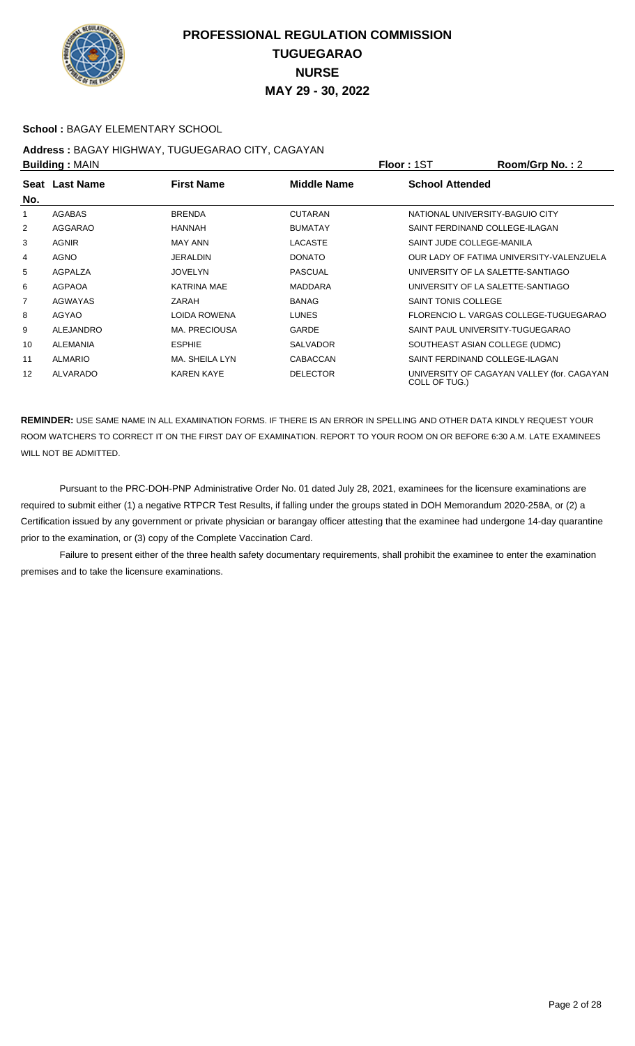# PROFESSIONAL REGULATION COMMISSION
## TUGUEGARAO
## NURSE
## MAY 29 - 30, 2022

**School :** BAGAY ELEMENTARY SCHOOL

**Address :** BAGAY HIGHWAY, TUGUEGARAO CITY, CAGAYAN

**Building :** MAIN **Floor :** 1ST **Room/Grp No. :** 2

| Seat No. | Last Name | First Name | Middle Name | School Attended |
|---|---|---|---|---|
| 1 | AGABAS | BRENDA | CUTARAN | NATIONAL UNIVERSITY-BAGUIO CITY |
| 2 | AGGARAO | HANNAH | BUMATAY | SAINT FERDINAND COLLEGE-ILAGAN |
| 3 | AGNIR | MAY ANN | LACASTE | SAINT JUDE COLLEGE-MANILA |
| 4 | AGNO | JERALDIN | DONATO | OUR LADY OF FATIMA UNIVERSITY-VALENZUELA |
| 5 | AGPALZA | JOVELYN | PASCUAL | UNIVERSITY OF LA SALETTE-SANTIAGO |
| 6 | AGPAOA | KATRINA MAE | MADDARA | UNIVERSITY OF LA SALETTE-SANTIAGO |
| 7 | AGWAYAS | ZARAH | BANAG | SAINT TONIS COLLEGE |
| 8 | AGYAO | LOIDA ROWENA | LUNES | FLORENCIO L. VARGAS COLLEGE-TUGUEGARAO |
| 9 | ALEJANDRO | MA. PRECIOUSA | GARDE | SAINT PAUL UNIVERSITY-TUGUEGARAO |
| 10 | ALEMANIA | ESPHIE | SALVADOR | SOUTHEAST ASIAN COLLEGE (UDMC) |
| 11 | ALMARIO | MA. SHEILA LYN | CABACCAN | SAINT FERDINAND COLLEGE-ILAGAN |
| 12 | ALVARADO | KAREN KAYE | DELECTOR | UNIVERSITY OF CAGAYAN VALLEY (for. CAGAYAN COLL OF TUG.) |

**REMINDER:** USE SAME NAME IN ALL EXAMINATION FORMS. IF THERE IS AN ERROR IN SPELLING AND OTHER DATA KINDLY REQUEST YOUR ROOM WATCHERS TO CORRECT IT ON THE FIRST DAY OF EXAMINATION. REPORT TO YOUR ROOM ON OR BEFORE 6:30 A.M. LATE EXAMINEES WILL NOT BE ADMITTED.

Pursuant to the PRC-DOH-PNP Administrative Order No. 01 dated July 28, 2021, examinees for the licensure examinations are required to submit either (1) a negative RTPCR Test Results, if falling under the groups stated in DOH Memorandum 2020-258A, or (2) a Certification issued by any government or private physician or barangay officer attesting that the examinee had undergone 14-day quarantine prior to the examination, or (3) copy of the Complete Vaccination Card.

Failure to present either of the three health safety documentary requirements, shall prohibit the examinee to enter the examination premises and to take the licensure examinations.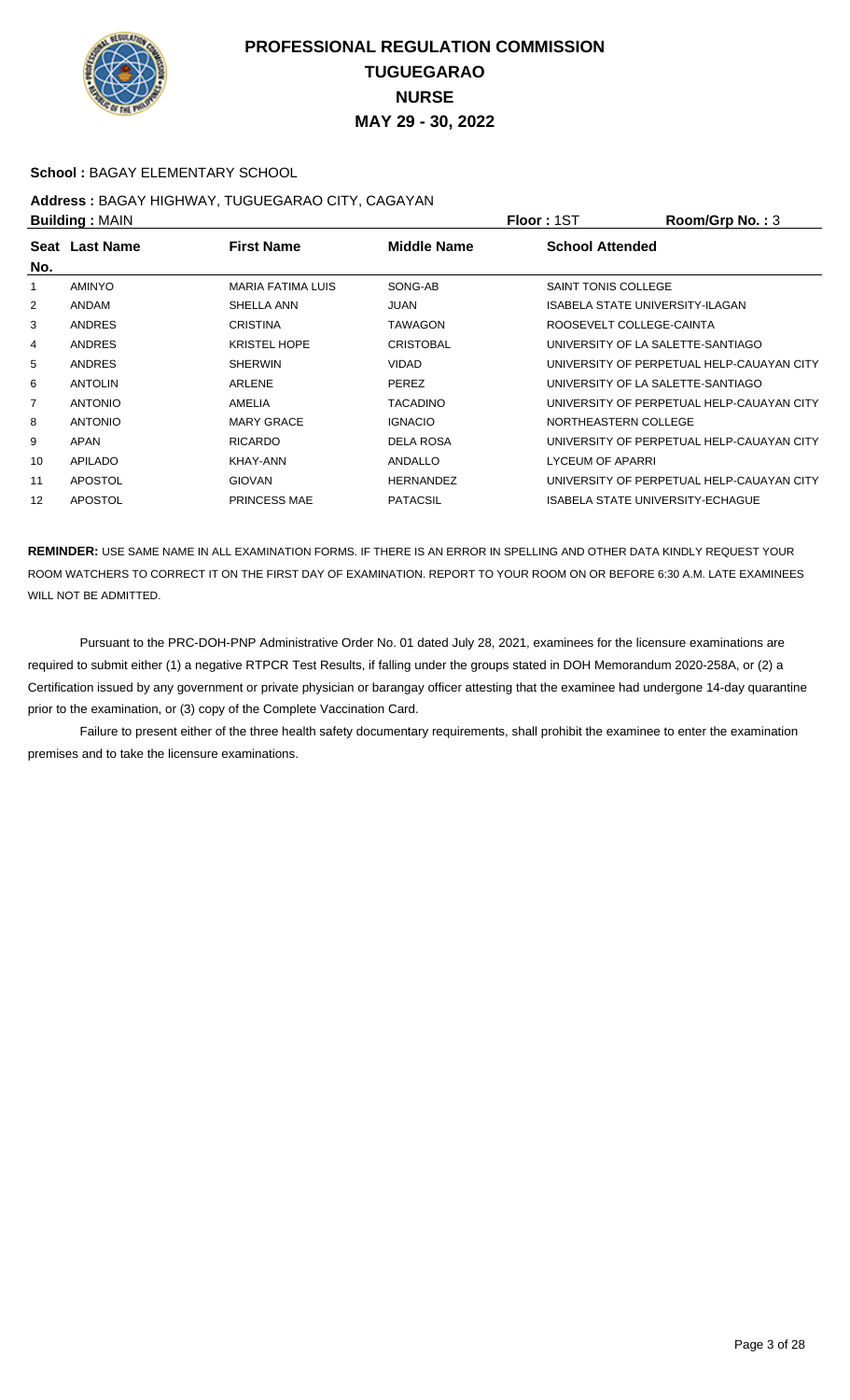# PROFESSIONAL REGULATION COMMISSION
## TUGUEGARAO
## NURSE
## MAY 29 - 30, 2022

**School :** BAGAY ELEMENTARY SCHOOL

**Address :** BAGAY HIGHWAY, TUGUEGARAO CITY, CAGAYAN

**Building :** MAIN  **Floor :** 1ST  **Room/Grp No. :** 3

| Seat No. | Last Name | First Name | Middle Name | School Attended |
|---|---|---|---|---|
| 1 | AMINYO | MARIA FATIMA LUIS | SONG-AB | SAINT TONIS COLLEGE |
| 2 | ANDAM | SHELLA ANN | JUAN | ISABELA STATE UNIVERSITY-ILAGAN |
| 3 | ANDRES | CRISTINA | TAWAGON | ROOSEVELT COLLEGE-CAINTA |
| 4 | ANDRES | KRISTEL HOPE | CRISTOBAL | UNIVERSITY OF LA SALETTE-SANTIAGO |
| 5 | ANDRES | SHERWIN | VIDAD | UNIVERSITY OF PERPETUAL HELP-CAUAYAN CITY |
| 6 | ANTOLIN | ARLENE | PEREZ | UNIVERSITY OF LA SALETTE-SANTIAGO |
| 7 | ANTONIO | AMELIA | TACADINO | UNIVERSITY OF PERPETUAL HELP-CAUAYAN CITY |
| 8 | ANTONIO | MARY GRACE | IGNACIO | NORTHEASTERN COLLEGE |
| 9 | APAN | RICARDO | DELA ROSA | UNIVERSITY OF PERPETUAL HELP-CAUAYAN CITY |
| 10 | APILADO | KHAY-ANN | ANDALLO | LYCEUM OF APARRI |
| 11 | APOSTOL | GIOVAN | HERNANDEZ | UNIVERSITY OF PERPETUAL HELP-CAUAYAN CITY |
| 12 | APOSTOL | PRINCESS MAE | PATACSIL | ISABELA STATE UNIVERSITY-ECHAGUE |

**REMINDER:** USE SAME NAME IN ALL EXAMINATION FORMS. IF THERE IS AN ERROR IN SPELLING AND OTHER DATA KINDLY REQUEST YOUR ROOM WATCHERS TO CORRECT IT ON THE FIRST DAY OF EXAMINATION. REPORT TO YOUR ROOM ON OR BEFORE 6:30 A.M. LATE EXAMINEES WILL NOT BE ADMITTED.

Pursuant to the PRC-DOH-PNP Administrative Order No. 01 dated July 28, 2021, examinees for the licensure examinations are required to submit either (1) a negative RTPCR Test Results, if falling under the groups stated in DOH Memorandum 2020-258A, or (2) a Certification issued by any government or private physician or barangay officer attesting that the examinee had undergone 14-day quarantine prior to the examination, or (3) copy of the Complete Vaccination Card.

Failure to present either of the three health safety documentary requirements, shall prohibit the examinee to enter the examination premises and to take the licensure examinations.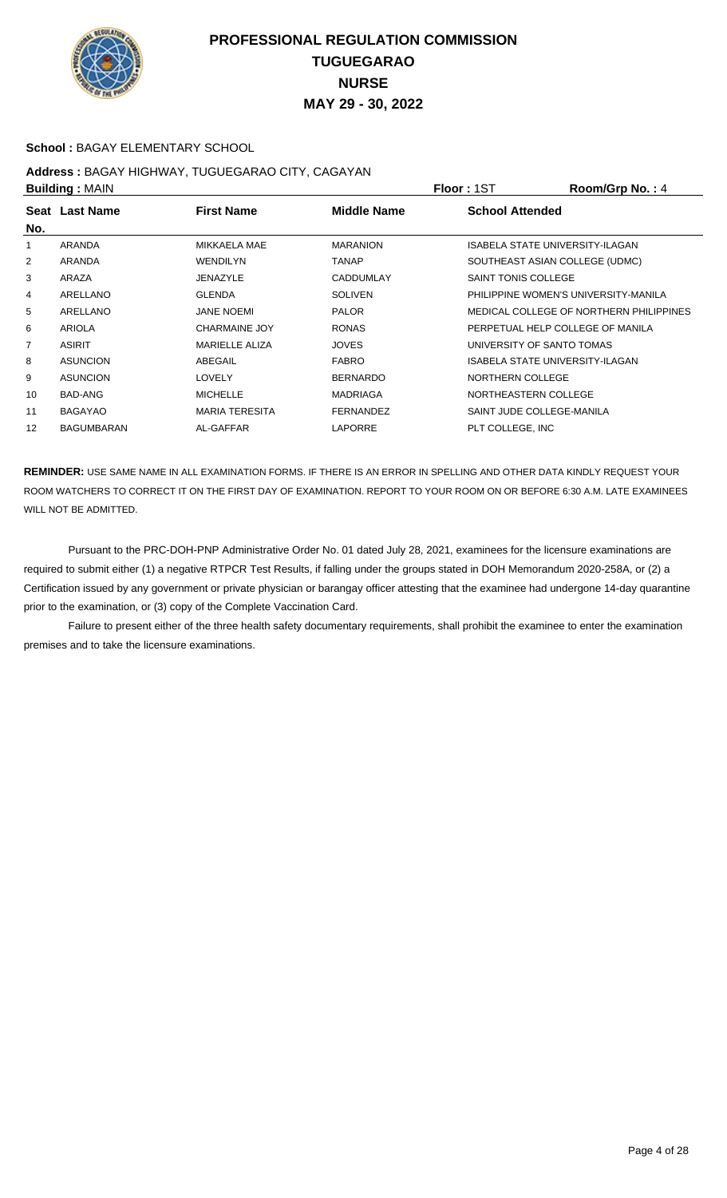# PROFESSIONAL REGULATION COMMISSION
## TUGUEGARAO
## NURSE
## MAY 29 - 30, 2022

**School :** BAGAY ELEMENTARY SCHOOL

**Address :** BAGAY HIGHWAY, TUGUEGARAO CITY, CAGAYAN

**Building :** MAIN **Floor :** 1ST **Room/Grp No. :** 4

| Seat No. | Last Name | First Name | Middle Name | School Attended |
|---|---|---|---|---|
| 1 | ARANDA | MIKKAELA MAE | MARANION | ISABELA STATE UNIVERSITY-ILAGAN |
| 2 | ARANDA | WENDILYN | TANAP | SOUTHEAST ASIAN COLLEGE (UDMC) |
| 3 | ARAZA | JENAZYLE | CADDUMLAY | SAINT TONIS COLLEGE |
| 4 | ARELLANO | GLENDA | SOLIVEN | PHILIPPINE WOMEN'S UNIVERSITY-MANILA |
| 5 | ARELLANO | JANE NOEMI | PALOR | MEDICAL COLLEGE OF NORTHERN PHILIPPINES |
| 6 | ARIOLA | CHARMAINE JOY | RONAS | PERPETUAL HELP COLLEGE OF MANILA |
| 7 | ASIRIT | MARIELLE ALIZA | JOVES | UNIVERSITY OF SANTO TOMAS |
| 8 | ASUNCION | ABEGAIL | FABRO | ISABELA STATE UNIVERSITY-ILAGAN |
| 9 | ASUNCION | LOVELY | BERNARDO | NORTHERN COLLEGE |
| 10 | BAD-ANG | MICHELLE | MADRIAGA | NORTHEASTERN COLLEGE |
| 11 | BAGAYAO | MARIA TERESITA | FERNANDEZ | SAINT JUDE COLLEGE-MANILA |
| 12 | BAGUMBARAN | AL-GAFFAR | LAPORRE | PLT COLLEGE, INC |

**REMINDER:** USE SAME NAME IN ALL EXAMINATION FORMS. IF THERE IS AN ERROR IN SPELLING AND OTHER DATA KINDLY REQUEST YOUR ROOM WATCHERS TO CORRECT IT ON THE FIRST DAY OF EXAMINATION. REPORT TO YOUR ROOM ON OR BEFORE 6:30 A.M. LATE EXAMINEES WILL NOT BE ADMITTED.

Pursuant to the PRC-DOH-PNP Administrative Order No. 01 dated July 28, 2021, examinees for the licensure examinations are required to submit either (1) a negative RTPCR Test Results, if falling under the groups stated in DOH Memorandum 2020-258A, or (2) a Certification issued by any government or private physician or barangay officer attesting that the examinee had undergone 14-day quarantine prior to the examination, or (3) copy of the Complete Vaccination Card.

Failure to present either of the three health safety documentary requirements, shall prohibit the examinee to enter the examination premises and to take the licensure examinations.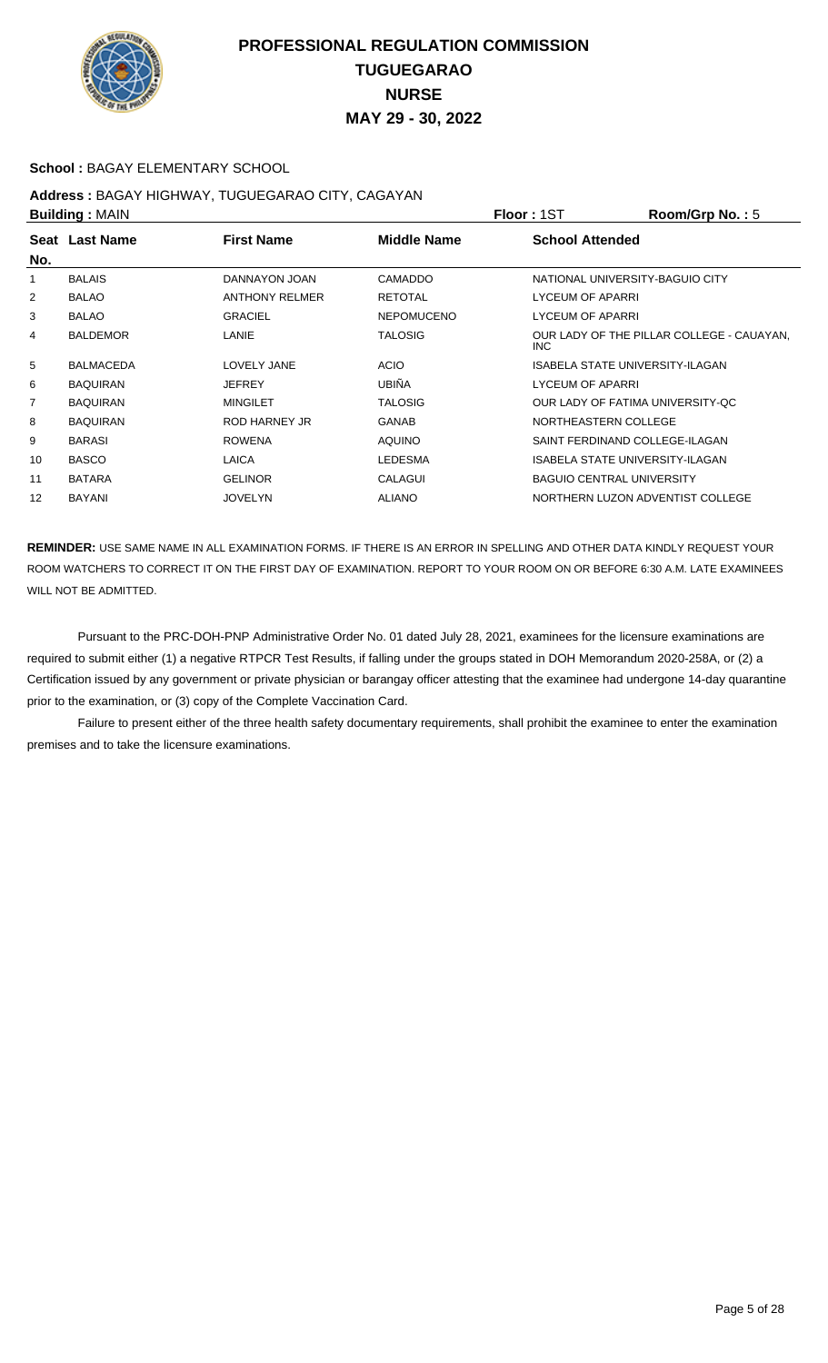# PROFESSIONAL REGULATION COMMISSION
# TUGUEGARAO
# NURSE
# MAY 29 - 30, 2022

**School :** BAGAY ELEMENTARY SCHOOL

**Address :** BAGAY HIGHWAY, TUGUEGARAO CITY, CAGAYAN

**Building :** MAIN **Floor :** 1ST **Room/Grp No. :** 5

| Seat No. | Last Name | First Name | Middle Name | School Attended |
|---|---|---|---|---|
| 1 | BALAIS | DANNAYON JOAN | CAMADDO | NATIONAL UNIVERSITY-BAGUIO CITY |
| 2 | BALAO | ANTHONY RELMER | RETOTAL | LYCEUM OF APARRI |
| 3 | BALAO | GRACIEL | NEPOMUCENO | LYCEUM OF APARRI |
| 4 | BALDEMOR | LANIE | TALOSIG | OUR LADY OF THE PILLAR COLLEGE - CAUAYAN, INC |
| 5 | BALMACEDA | LOVELY JANE | ACIO | ISABELA STATE UNIVERSITY-ILAGAN |
| 6 | BAQUIRAN | JEFREY | UBIÑA | LYCEUM OF APARRI |
| 7 | BAQUIRAN | MINGILET | TALOSIG | OUR LADY OF FATIMA UNIVERSITY-QC |
| 8 | BAQUIRAN | ROD HARNEY JR | GANAB | NORTHEASTERN COLLEGE |
| 9 | BARASI | ROWENA | AQUINO | SAINT FERDINAND COLLEGE-ILAGAN |
| 10 | BASCO | LAICA | LEDESMA | ISABELA STATE UNIVERSITY-ILAGAN |
| 11 | BATARA | GELINOR | CALAGUI | BAGUIO CENTRAL UNIVERSITY |
| 12 | BAYANI | JOVELYN | ALIANO | NORTHERN LUZON ADVENTIST COLLEGE |

**REMINDER:** USE SAME NAME IN ALL EXAMINATION FORMS. IF THERE IS AN ERROR IN SPELLING AND OTHER DATA KINDLY REQUEST YOUR ROOM WATCHERS TO CORRECT IT ON THE FIRST DAY OF EXAMINATION. REPORT TO YOUR ROOM ON OR BEFORE 6:30 A.M. LATE EXAMINEES WILL NOT BE ADMITTED.

Pursuant to the PRC-DOH-PNP Administrative Order No. 01 dated July 28, 2021, examinees for the licensure examinations are required to submit either (1) a negative RTPCR Test Results, if falling under the groups stated in DOH Memorandum 2020-258A, or (2) a Certification issued by any government or private physician or barangay officer attesting that the examinee had undergone 14-day quarantine prior to the examination, or (3) copy of the Complete Vaccination Card.

Failure to present either of the three health safety documentary requirements, shall prohibit the examinee to enter the examination premises and to take the licensure examinations.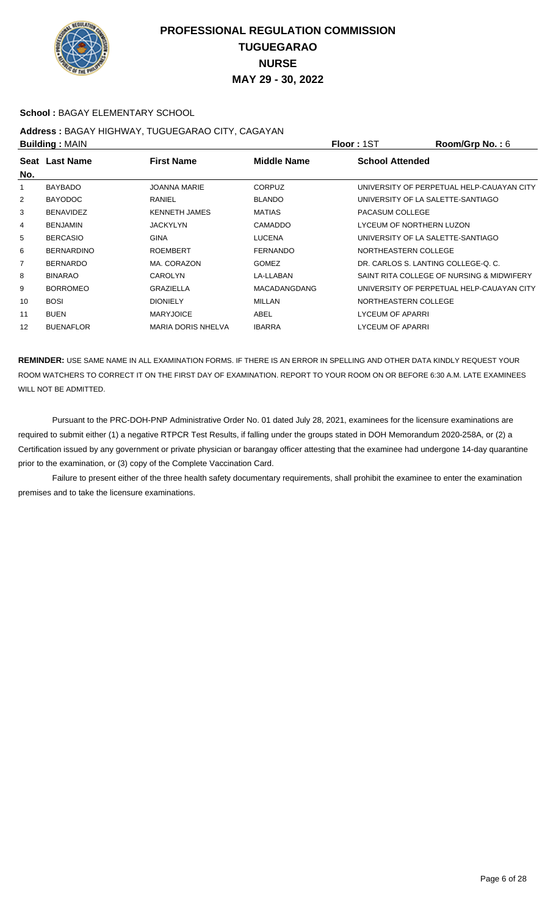# PROFESSIONAL REGULATION COMMISSION
# TUGUEGARAO
# NURSE
# MAY 29 - 30, 2022

**School :** BAGAY ELEMENTARY SCHOOL

**Address :** BAGAY HIGHWAY, TUGUEGARAO CITY, CAGAYAN

**Building :** MAIN　　**Floor :** 1ST　　**Room/Grp No. :** 6

| Seat No. | Last Name | First Name | Middle Name | School Attended |
|---|---|---|---|---|
| 1 | BAYBADO | JOANNA MARIE | CORPUZ | UNIVERSITY OF PERPETUAL HELP-CAUAYAN CITY |
| 2 | BAYODOC | RANIEL | BLANDO | UNIVERSITY OF LA SALETTE-SANTIAGO |
| 3 | BENAVIDEZ | KENNETH JAMES | MATIAS | PACASUM COLLEGE |
| 4 | BENJAMIN | JACKYLYN | CAMADDO | LYCEUM OF NORTHERN LUZON |
| 5 | BERCASIO | GINA | LUCENA | UNIVERSITY OF LA SALETTE-SANTIAGO |
| 6 | BERNARDINO | ROEMBERT | FERNANDO | NORTHEASTERN COLLEGE |
| 7 | BERNARDO | MA. CORAZON | GOMEZ | DR. CARLOS S. LANTING COLLEGE-Q. C. |
| 8 | BINARAO | CAROLYN | LA-LLABAN | SAINT RITA COLLEGE OF NURSING & MIDWIFERY |
| 9 | BORROMEO | GRAZIELLA | MACADANGDANG | UNIVERSITY OF PERPETUAL HELP-CAUAYAN CITY |
| 10 | BOSI | DIONIELY | MILLAN | NORTHEASTERN COLLEGE |
| 11 | BUEN | MARYJOICE | ABEL | LYCEUM OF APARRI |
| 12 | BUENAFLOR | MARIA DORIS NHELVA | IBARRA | LYCEUM OF APARRI |

**REMINDER:** USE SAME NAME IN ALL EXAMINATION FORMS. IF THERE IS AN ERROR IN SPELLING AND OTHER DATA KINDLY REQUEST YOUR ROOM WATCHERS TO CORRECT IT ON THE FIRST DAY OF EXAMINATION. REPORT TO YOUR ROOM ON OR BEFORE 6:30 A.M. LATE EXAMINEES WILL NOT BE ADMITTED.

Pursuant to the PRC-DOH-PNP Administrative Order No. 01 dated July 28, 2021, examinees for the licensure examinations are required to submit either (1) a negative RTPCR Test Results, if falling under the groups stated in DOH Memorandum 2020-258A, or (2) a Certification issued by any government or private physician or barangay officer attesting that the examinee had undergone 14-day quarantine prior to the examination, or (3) copy of the Complete Vaccination Card.

Failure to present either of the three health safety documentary requirements, shall prohibit the examinee to enter the examination premises and to take the licensure examinations.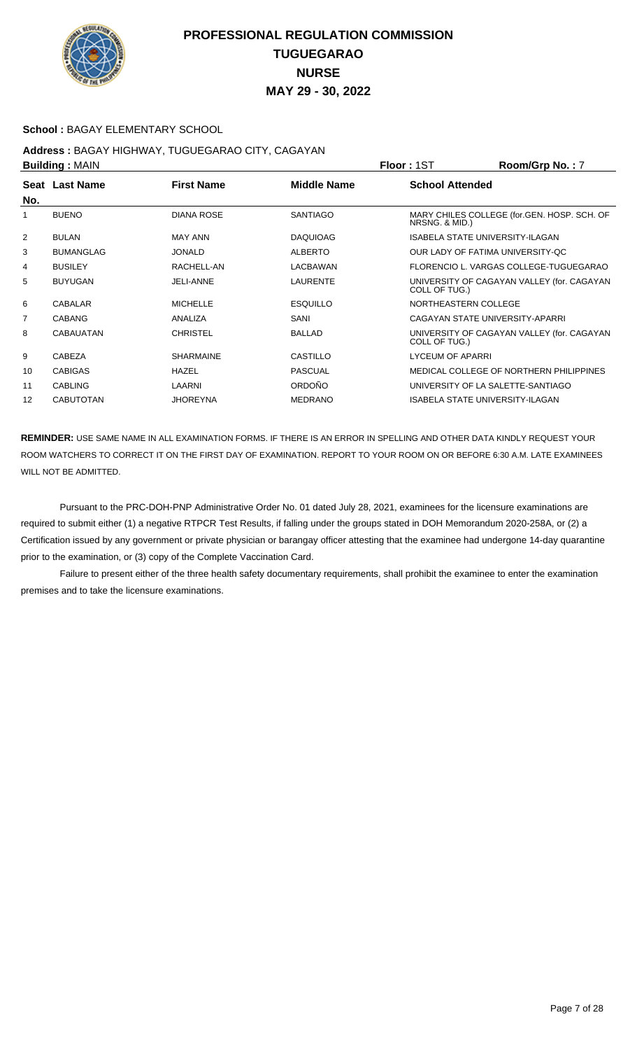# PROFESSIONAL REGULATION COMMISSION
## TUGUEGARAO
## NURSE
## MAY 29 - 30, 2022

**School :** BAGAY ELEMENTARY SCHOOL

**Address :** BAGAY HIGHWAY, TUGUEGARAO CITY, CAGAYAN

**Building :** MAIN **Floor :** 1ST **Room/Grp No. :** 7

| Seat No. | Last Name | First Name | Middle Name | School Attended |
|---|---|---|---|---|
| 1 | BUENO | DIANA ROSE | SANTIAGO | MARY CHILES COLLEGE (for.GEN. HOSP. SCH. OF NRSNG. & MID.) |
| 2 | BULAN | MAY ANN | DAQUIOAG | ISABELA STATE UNIVERSITY-ILAGAN |
| 3 | BUMANGLAG | JONALD | ALBERTO | OUR LADY OF FATIMA UNIVERSITY-QC |
| 4 | BUSILEY | RACHELL-AN | LACBAWAN | FLORENCIO L. VARGAS COLLEGE-TUGUEGARAO |
| 5 | BUYUGAN | JELI-ANNE | LAURENTE | UNIVERSITY OF CAGAYAN VALLEY (for. CAGAYAN COLL OF TUG.) |
| 6 | CABALAR | MICHELLE | ESQUILLO | NORTHEASTERN COLLEGE |
| 7 | CABANG | ANALIZA | SANI | CAGAYAN STATE UNIVERSITY-APARRI |
| 8 | CABAUATAN | CHRISTEL | BALLAD | UNIVERSITY OF CAGAYAN VALLEY (for. CAGAYAN COLL OF TUG.) |
| 9 | CABEZA | SHARMAINE | CASTILLO | LYCEUM OF APARRI |
| 10 | CABIGAS | HAZEL | PASCUAL | MEDICAL COLLEGE OF NORTHERN PHILIPPINES |
| 11 | CABLING | LAARNI | ORDOÑO | UNIVERSITY OF LA SALETTE-SANTIAGO |
| 12 | CABUTOTAN | JHOREYNA | MEDRANO | ISABELA STATE UNIVERSITY-ILAGAN |

**REMINDER:** USE SAME NAME IN ALL EXAMINATION FORMS. IF THERE IS AN ERROR IN SPELLING AND OTHER DATA KINDLY REQUEST YOUR ROOM WATCHERS TO CORRECT IT ON THE FIRST DAY OF EXAMINATION. REPORT TO YOUR ROOM ON OR BEFORE 6:30 A.M. LATE EXAMINEES WILL NOT BE ADMITTED.

Pursuant to the PRC-DOH-PNP Administrative Order No. 01 dated July 28, 2021, examinees for the licensure examinations are required to submit either (1) a negative RTPCR Test Results, if falling under the groups stated in DOH Memorandum 2020-258A, or (2) a Certification issued by any government or private physician or barangay officer attesting that the examinee had undergone 14-day quarantine prior to the examination, or (3) copy of the Complete Vaccination Card.

Failure to present either of the three health safety documentary requirements, shall prohibit the examinee to enter the examination premises and to take the licensure examinations.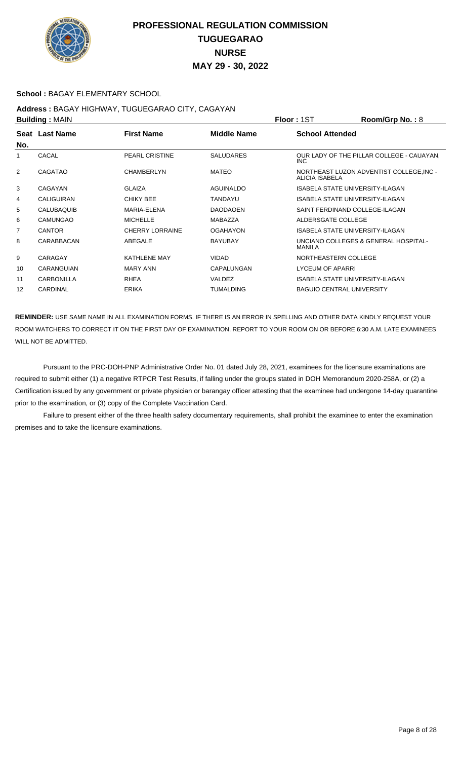# PROFESSIONAL REGULATION COMMISSION
## TUGUEGARAO
## NURSE
## MAY 29 - 30, 2022

**School :** BAGAY ELEMENTARY SCHOOL

**Address :** BAGAY HIGHWAY, TUGUEGARAO CITY, CAGAYAN

**Building :** MAIN **Floor :** 1ST **Room/Grp No. :** 8

| Seat No. | Last Name | First Name | Middle Name | School Attended |
|---|---|---|---|---|
| 1 | CACAL | PEARL CRISTINE | SALUDARES | OUR LADY OF THE PILLAR COLLEGE - CAUAYAN, INC |
| 2 | CAGATAO | CHAMBERLYN | MATEO | NORTHEAST LUZON ADVENTIST COLLEGE,INC - ALICIA ISABELA |
| 3 | CAGAYAN | GLAIZA | AGUINALDO | ISABELA STATE UNIVERSITY-ILAGAN |
| 4 | CALIGUIRAN | CHIKY BEE | TANDAYU | ISABELA STATE UNIVERSITY-ILAGAN |
| 5 | CALUBAQUIB | MARIA-ELENA | DAODAOEN | SAINT FERDINAND COLLEGE-ILAGAN |
| 6 | CAMUNGAO | MICHELLE | MABAZZA | ALDERSGATE COLLEGE |
| 7 | CANTOR | CHERRY LORRAINE | OGAHAYON | ISABELA STATE UNIVERSITY-ILAGAN |
| 8 | CARABBACAN | ABEGALE | BAYUBAY | UNCIANO COLLEGES & GENERAL HOSPITAL-MANILA |
| 9 | CARAGAY | KATHLENE MAY | VIDAD | NORTHEASTERN COLLEGE |
| 10 | CARANGUIAN | MARY ANN | CAPALUNGAN | LYCEUM OF APARRI |
| 11 | CARBONILLA | RHEA | VALDEZ | ISABELA STATE UNIVERSITY-ILAGAN |
| 12 | CARDINAL | ERIKA | TUMALDING | BAGUIO CENTRAL UNIVERSITY |

**REMINDER:** USE SAME NAME IN ALL EXAMINATION FORMS. IF THERE IS AN ERROR IN SPELLING AND OTHER DATA KINDLY REQUEST YOUR ROOM WATCHERS TO CORRECT IT ON THE FIRST DAY OF EXAMINATION. REPORT TO YOUR ROOM ON OR BEFORE 6:30 A.M. LATE EXAMINEES WILL NOT BE ADMITTED.

Pursuant to the PRC-DOH-PNP Administrative Order No. 01 dated July 28, 2021, examinees for the licensure examinations are required to submit either (1) a negative RTPCR Test Results, if falling under the groups stated in DOH Memorandum 2020-258A, or (2) a Certification issued by any government or private physician or barangay officer attesting that the examinee had undergone 14-day quarantine prior to the examination, or (3) copy of the Complete Vaccination Card.

Failure to present either of the three health safety documentary requirements, shall prohibit the examinee to enter the examination premises and to take the licensure examinations.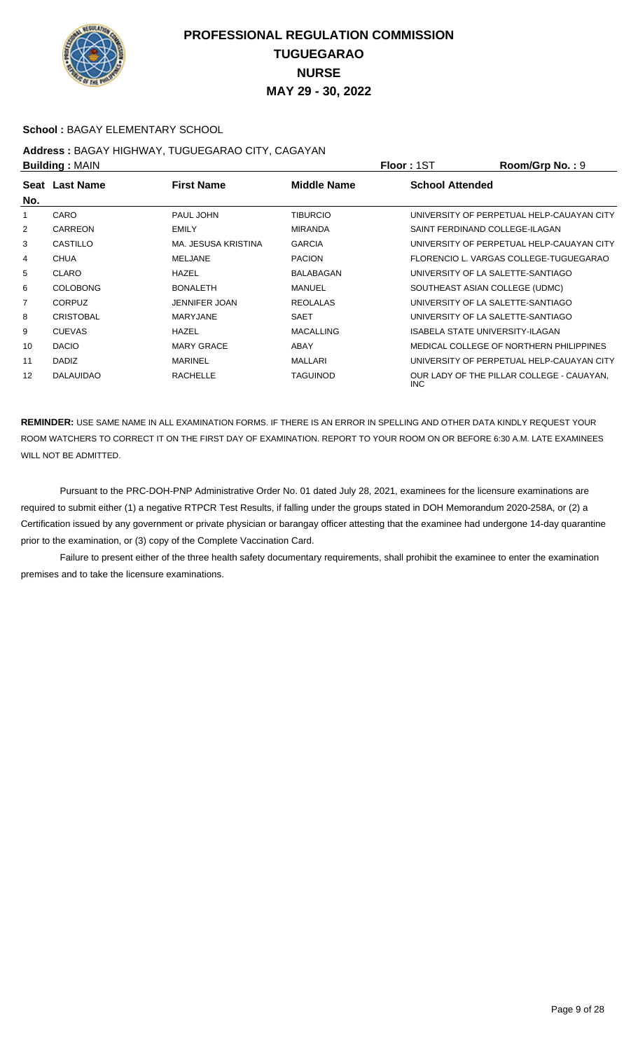# PROFESSIONAL REGULATION COMMISSION
# TUGUEGARAO
# NURSE
# MAY 29 - 30, 2022

**School :** BAGAY ELEMENTARY SCHOOL

**Address :** BAGAY HIGHWAY, TUGUEGARAO CITY, CAGAYAN

**Building :** MAIN **Floor :** 1ST **Room/Grp No. :** 9

| Seat No. | Last Name | First Name | Middle Name | School Attended |
|---|---|---|---|---|
| 1 | CARO | PAUL JOHN | TIBURCIO | UNIVERSITY OF PERPETUAL HELP-CAUAYAN CITY |
| 2 | CARREON | EMILY | MIRANDA | SAINT FERDINAND COLLEGE-ILAGAN |
| 3 | CASTILLO | MA. JESUSA KRISTINA | GARCIA | UNIVERSITY OF PERPETUAL HELP-CAUAYAN CITY |
| 4 | CHUA | MELJANE | PACION | FLORENCIO L. VARGAS COLLEGE-TUGUEGARAO |
| 5 | CLARO | HAZEL | BALABAGAN | UNIVERSITY OF LA SALETTE-SANTIAGO |
| 6 | COLOBONG | BONALETH | MANUEL | SOUTHEAST ASIAN COLLEGE (UDMC) |
| 7 | CORPUZ | JENNIFER JOAN | REOLALAS | UNIVERSITY OF LA SALETTE-SANTIAGO |
| 8 | CRISTOBAL | MARYJANE | SAET | UNIVERSITY OF LA SALETTE-SANTIAGO |
| 9 | CUEVAS | HAZEL | MACALLING | ISABELA STATE UNIVERSITY-ILAGAN |
| 10 | DACIO | MARY GRACE | ABAY | MEDICAL COLLEGE OF NORTHERN PHILIPPINES |
| 11 | DADIZ | MARINEL | MALLARI | UNIVERSITY OF PERPETUAL HELP-CAUAYAN CITY |
| 12 | DALAUIDAO | RACHELLE | TAGUINOD | OUR LADY OF THE PILLAR COLLEGE - CAUAYAN, INC |

**REMINDER:** USE SAME NAME IN ALL EXAMINATION FORMS. IF THERE IS AN ERROR IN SPELLING AND OTHER DATA KINDLY REQUEST YOUR ROOM WATCHERS TO CORRECT IT ON THE FIRST DAY OF EXAMINATION. REPORT TO YOUR ROOM ON OR BEFORE 6:30 A.M. LATE EXAMINEES WILL NOT BE ADMITTED.

Pursuant to the PRC-DOH-PNP Administrative Order No. 01 dated July 28, 2021, examinees for the licensure examinations are required to submit either (1) a negative RTPCR Test Results, if falling under the groups stated in DOH Memorandum 2020-258A, or (2) a Certification issued by any government or private physician or barangay officer attesting that the examinee had undergone 14-day quarantine prior to the examination, or (3) copy of the Complete Vaccination Card.

Failure to present either of the three health safety documentary requirements, shall prohibit the examinee to enter the examination premises and to take the licensure examinations.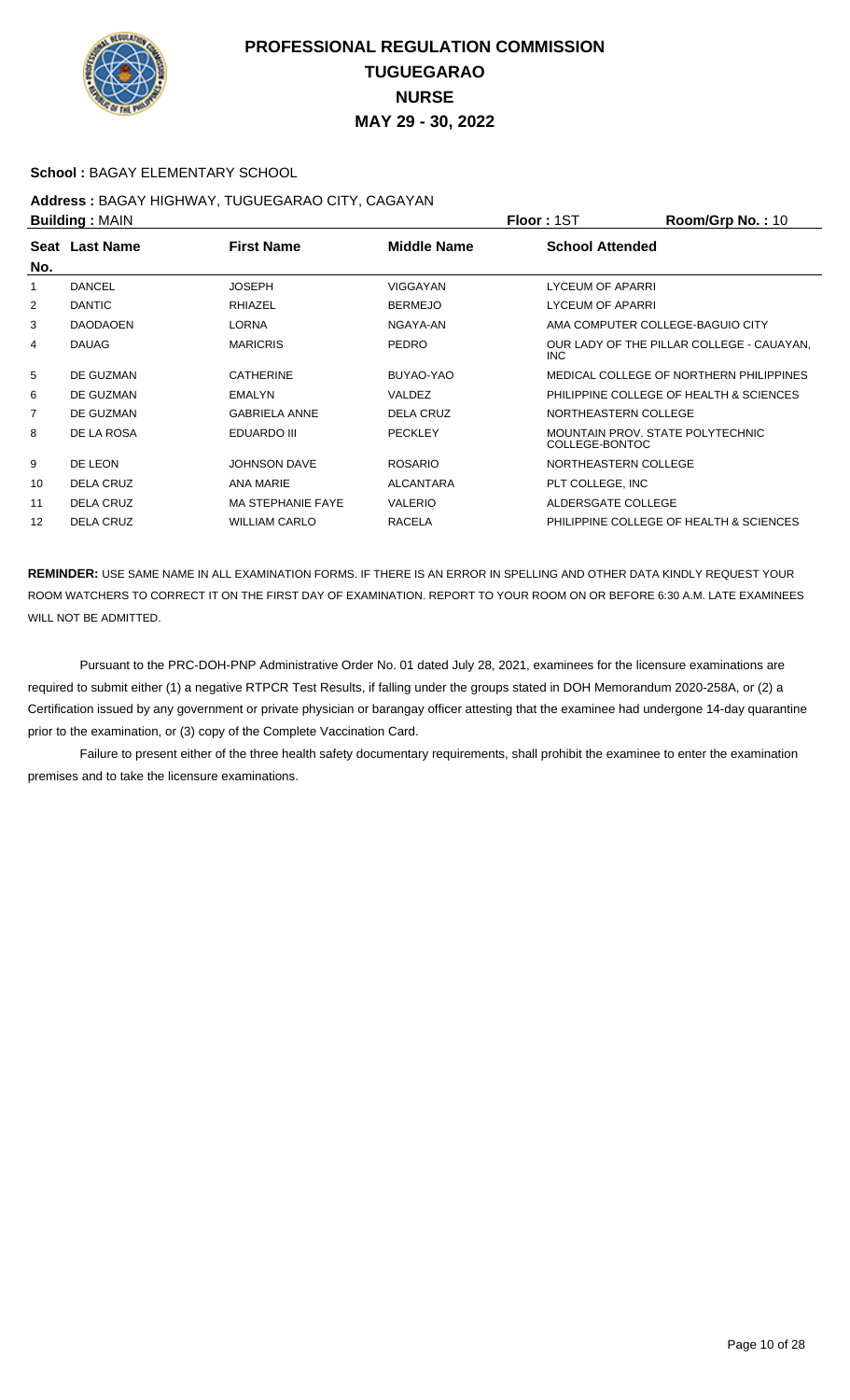# PROFESSIONAL REGULATION COMMISSION
## TUGUEGARAO
## NURSE
## MAY 29 - 30, 2022

**School :** BAGAY ELEMENTARY SCHOOL

**Address :** BAGAY HIGHWAY, TUGUEGARAO CITY, CAGAYAN

**Building :** MAIN **Floor :** 1ST **Room/Grp No. :** 10

| Seat No. | Last Name | First Name | Middle Name | School Attended |
|---|---|---|---|---|
| 1 | DANCEL | JOSEPH | VIGGAYAN | LYCEUM OF APARRI |
| 2 | DANTIC | RHIAZEL | BERMEJO | LYCEUM OF APARRI |
| 3 | DAODAOEN | LORNA | NGAYA-AN | AMA COMPUTER COLLEGE-BAGUIO CITY |
| 4 | DAUAG | MARICRIS | PEDRO | OUR LADY OF THE PILLAR COLLEGE - CAUAYAN, INC |
| 5 | DE GUZMAN | CATHERINE | BUYAO-YAO | MEDICAL COLLEGE OF NORTHERN PHILIPPINES |
| 6 | DE GUZMAN | EMALYN | VALDEZ | PHILIPPINE COLLEGE OF HEALTH & SCIENCES |
| 7 | DE GUZMAN | GABRIELA ANNE | DELA CRUZ | NORTHEASTERN COLLEGE |
| 8 | DE LA ROSA | EDUARDO III | PECKLEY | MOUNTAIN PROV. STATE POLYTECHNIC COLLEGE-BONTOC |
| 9 | DE LEON | JOHNSON DAVE | ROSARIO | NORTHEASTERN COLLEGE |
| 10 | DELA CRUZ | ANA MARIE | ALCANTARA | PLT COLLEGE, INC |
| 11 | DELA CRUZ | MA STEPHANIE FAYE | VALERIO | ALDERSGATE COLLEGE |
| 12 | DELA CRUZ | WILLIAM CARLO | RACELA | PHILIPPINE COLLEGE OF HEALTH & SCIENCES |

**REMINDER:** USE SAME NAME IN ALL EXAMINATION FORMS. IF THERE IS AN ERROR IN SPELLING AND OTHER DATA KINDLY REQUEST YOUR ROOM WATCHERS TO CORRECT IT ON THE FIRST DAY OF EXAMINATION. REPORT TO YOUR ROOM ON OR BEFORE 6:30 A.M. LATE EXAMINEES WILL NOT BE ADMITTED.

Pursuant to the PRC-DOH-PNP Administrative Order No. 01 dated July 28, 2021, examinees for the licensure examinations are required to submit either (1) a negative RTPCR Test Results, if falling under the groups stated in DOH Memorandum 2020-258A, or (2) a Certification issued by any government or private physician or barangay officer attesting that the examinee had undergone 14-day quarantine prior to the examination, or (3) copy of the Complete Vaccination Card.

Failure to present either of the three health safety documentary requirements, shall prohibit the examinee to enter the examination premises and to take the licensure examinations.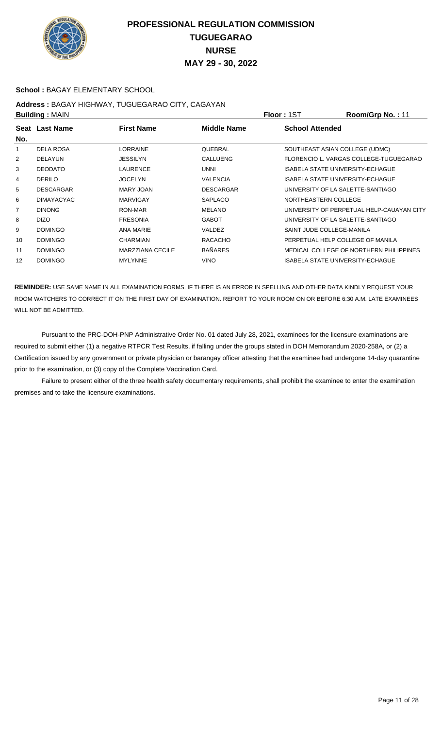# PROFESSIONAL REGULATION COMMISSION
## TUGUEGARAO
## NURSE
## MAY 29 - 30, 2022

**School :** BAGAY ELEMENTARY SCHOOL

**Address :** BAGAY HIGHWAY, TUGUEGARAO CITY, CAGAYAN

**Building :** MAIN **Floor :** 1ST **Room/Grp No. :** 11

| Seat No. | Last Name | First Name | Middle Name | School Attended |
|---|---|---|---|---|
| 1 | DELA ROSA | LORRAINE | QUEBRAL | SOUTHEAST ASIAN COLLEGE (UDMC) |
| 2 | DELAYUN | JESSILYN | CALLUENG | FLORENCIO L. VARGAS COLLEGE-TUGUEGARAO |
| 3 | DEODATO | LAURENCE | UNNI | ISABELA STATE UNIVERSITY-ECHAGUE |
| 4 | DERILO | JOCELYN | VALENCIA | ISABELA STATE UNIVERSITY-ECHAGUE |
| 5 | DESCARGAR | MARY JOAN | DESCARGAR | UNIVERSITY OF LA SALETTE-SANTIAGO |
| 6 | DIMAYACYAC | MARVIGAY | SAPLACO | NORTHEASTERN COLLEGE |
| 7 | DINONG | RON-MAR | MELANO | UNIVERSITY OF PERPETUAL HELP-CAUAYAN CITY |
| 8 | DIZO | FRESONIA | GABOT | UNIVERSITY OF LA SALETTE-SANTIAGO |
| 9 | DOMINGO | ANA MARIE | VALDEZ | SAINT JUDE COLLEGE-MANILA |
| 10 | DOMINGO | CHARMIAN | RACACHO | PERPETUAL HELP COLLEGE OF MANILA |
| 11 | DOMINGO | MARZZIANA CECILE | BAÑARES | MEDICAL COLLEGE OF NORTHERN PHILIPPINES |
| 12 | DOMINGO | MYLYNNE | VINO | ISABELA STATE UNIVERSITY-ECHAGUE |

**REMINDER:** USE SAME NAME IN ALL EXAMINATION FORMS. IF THERE IS AN ERROR IN SPELLING AND OTHER DATA KINDLY REQUEST YOUR ROOM WATCHERS TO CORRECT IT ON THE FIRST DAY OF EXAMINATION. REPORT TO YOUR ROOM ON OR BEFORE 6:30 A.M. LATE EXAMINEES WILL NOT BE ADMITTED.

Pursuant to the PRC-DOH-PNP Administrative Order No. 01 dated July 28, 2021, examinees for the licensure examinations are required to submit either (1) a negative RTPCR Test Results, if falling under the groups stated in DOH Memorandum 2020-258A, or (2) a Certification issued by any government or private physician or barangay officer attesting that the examinee had undergone 14-day quarantine prior to the examination, or (3) copy of the Complete Vaccination Card.

Failure to present either of the three health safety documentary requirements, shall prohibit the examinee to enter the examination premises and to take the licensure examinations.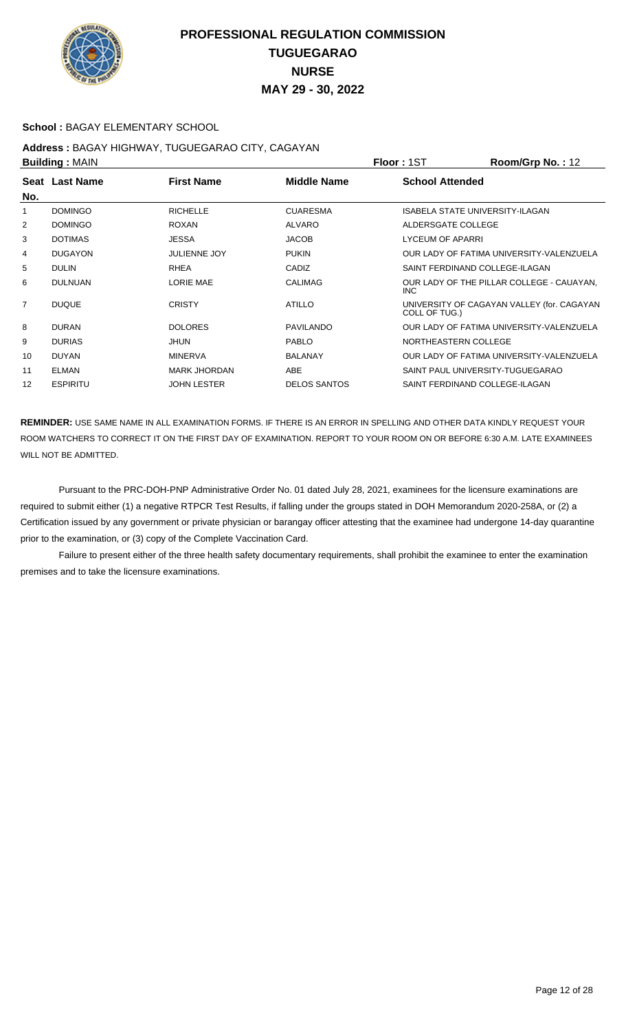# PROFESSIONAL REGULATION COMMISSION
# TUGUEGARAO
# NURSE
# MAY 29 - 30, 2022

**School :** BAGAY ELEMENTARY SCHOOL

**Address :** BAGAY HIGHWAY, TUGUEGARAO CITY, CAGAYAN

**Building :** MAIN  **Floor :** 1ST  **Room/Grp No. :** 12

| Seat No. | Last Name | First Name | Middle Name | School Attended |
|---|---|---|---|---|
| 1 | DOMINGO | RICHELLE | CUARESMA | ISABELA STATE UNIVERSITY-ILAGAN |
| 2 | DOMINGO | ROXAN | ALVARO | ALDERSGATE COLLEGE |
| 3 | DOTIMAS | JESSA | JACOB | LYCEUM OF APARRI |
| 4 | DUGAYON | JULIENNE JOY | PUKIN | OUR LADY OF FATIMA UNIVERSITY-VALENZUELA |
| 5 | DULIN | RHEA | CADIZ | SAINT FERDINAND COLLEGE-ILAGAN |
| 6 | DULNUAN | LORIE MAE | CALIMAG | OUR LADY OF THE PILLAR COLLEGE - CAUAYAN, INC |
| 7 | DUQUE | CRISTY | ATILLO | UNIVERSITY OF CAGAYAN VALLEY (for. CAGAYAN COLL OF TUG.) |
| 8 | DURAN | DOLORES | PAVILANDO | OUR LADY OF FATIMA UNIVERSITY-VALENZUELA |
| 9 | DURIAS | JHUN | PABLO | NORTHEASTERN COLLEGE |
| 10 | DUYAN | MINERVA | BALANAY | OUR LADY OF FATIMA UNIVERSITY-VALENZUELA |
| 11 | ELMAN | MARK JHORDAN | ABE | SAINT PAUL UNIVERSITY-TUGUEGARAO |
| 12 | ESPIRITU | JOHN LESTER | DELOS SANTOS | SAINT FERDINAND COLLEGE-ILAGAN |

**REMINDER:** USE SAME NAME IN ALL EXAMINATION FORMS. IF THERE IS AN ERROR IN SPELLING AND OTHER DATA KINDLY REQUEST YOUR ROOM WATCHERS TO CORRECT IT ON THE FIRST DAY OF EXAMINATION. REPORT TO YOUR ROOM ON OR BEFORE 6:30 A.M. LATE EXAMINEES WILL NOT BE ADMITTED.

Pursuant to the PRC-DOH-PNP Administrative Order No. 01 dated July 28, 2021, examinees for the licensure examinations are required to submit either (1) a negative RTPCR Test Results, if falling under the groups stated in DOH Memorandum 2020-258A, or (2) a Certification issued by any government or private physician or barangay officer attesting that the examinee had undergone 14-day quarantine prior to the examination, or (3) copy of the Complete Vaccination Card.

Failure to present either of the three health safety documentary requirements, shall prohibit the examinee to enter the examination premises and to take the licensure examinations.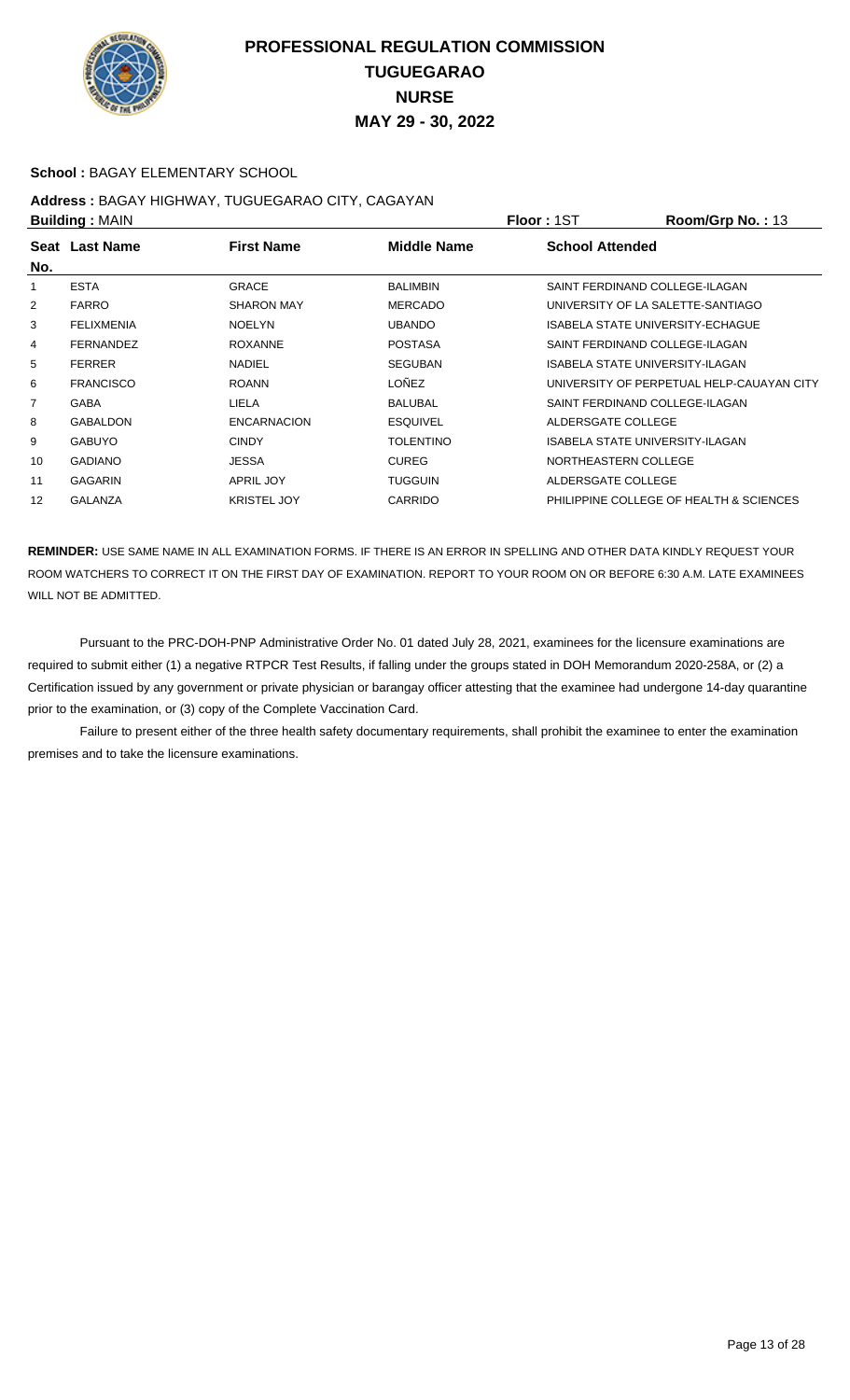# PROFESSIONAL REGULATION COMMISSION
## TUGUEGARAO
## NURSE
## MAY 29 - 30, 2022

**School :** BAGAY ELEMENTARY SCHOOL

**Address :** BAGAY HIGHWAY, TUGUEGARAO CITY, CAGAYAN

**Building :** MAIN  **Floor :** 1ST  **Room/Grp No. :** 13

| Seat No. | Last Name | First Name | Middle Name | School Attended |
|---|---|---|---|---|
| 1 | ESTA | GRACE | BALIMBIN | SAINT FERDINAND COLLEGE-ILAGAN |
| 2 | FARRO | SHARON MAY | MERCADO | UNIVERSITY OF LA SALETTE-SANTIAGO |
| 3 | FELIXMENIA | NOELYN | UBANDO | ISABELA STATE UNIVERSITY-ECHAGUE |
| 4 | FERNANDEZ | ROXANNE | POSTASA | SAINT FERDINAND COLLEGE-ILAGAN |
| 5 | FERRER | NADIEL | SEGUBAN | ISABELA STATE UNIVERSITY-ILAGAN |
| 6 | FRANCISCO | ROANN | LOÑEZ | UNIVERSITY OF PERPETUAL HELP-CAUAYAN CITY |
| 7 | GABA | LIELA | BALUBAL | SAINT FERDINAND COLLEGE-ILAGAN |
| 8 | GABALDON | ENCARNACION | ESQUIVEL | ALDERSGATE COLLEGE |
| 9 | GABUYO | CINDY | TOLENTINO | ISABELA STATE UNIVERSITY-ILAGAN |
| 10 | GADIANO | JESSA | CUREG | NORTHEASTERN COLLEGE |
| 11 | GAGARIN | APRIL JOY | TUGGUIN | ALDERSGATE COLLEGE |
| 12 | GALANZA | KRISTEL JOY | CARRIDO | PHILIPPINE COLLEGE OF HEALTH & SCIENCES |

**REMINDER:** USE SAME NAME IN ALL EXAMINATION FORMS. IF THERE IS AN ERROR IN SPELLING AND OTHER DATA KINDLY REQUEST YOUR ROOM WATCHERS TO CORRECT IT ON THE FIRST DAY OF EXAMINATION. REPORT TO YOUR ROOM ON OR BEFORE 6:30 A.M. LATE EXAMINEES WILL NOT BE ADMITTED.

Pursuant to the PRC-DOH-PNP Administrative Order No. 01 dated July 28, 2021, examinees for the licensure examinations are required to submit either (1) a negative RTPCR Test Results, if falling under the groups stated in DOH Memorandum 2020-258A, or (2) a Certification issued by any government or private physician or barangay officer attesting that the examinee had undergone 14-day quarantine prior to the examination, or (3) copy of the Complete Vaccination Card.

Failure to present either of the three health safety documentary requirements, shall prohibit the examinee to enter the examination premises and to take the licensure examinations.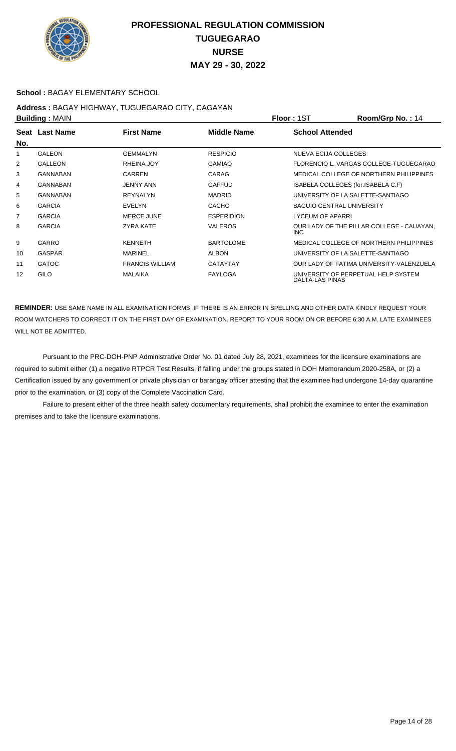# PROFESSIONAL REGULATION COMMISSION
# TUGUEGARAO
# NURSE
# MAY 29 - 30, 2022

**School :** BAGAY ELEMENTARY SCHOOL

**Address :** BAGAY HIGHWAY, TUGUEGARAO CITY, CAGAYAN

**Building :** MAIN **Floor :** 1ST **Room/Grp No. :** 14

| Seat No. | Last Name | First Name | Middle Name | School Attended |
|---|---|---|---|---|
| 1 | GALEON | GEMMALYN | RESPICIO | NUEVA ECIJA COLLEGES |
| 2 | GALLEON | RHEINA JOY | GAMIAO | FLORENCIO L. VARGAS COLLEGE-TUGUEGARAO |
| 3 | GANNABAN | CARREN | CARAG | MEDICAL COLLEGE OF NORTHERN PHILIPPINES |
| 4 | GANNABAN | JENNY ANN | GAFFUD | ISABELA COLLEGES (for.ISABELA C.F) |
| 5 | GANNABAN | REYNALYN | MADRID | UNIVERSITY OF LA SALETTE-SANTIAGO |
| 6 | GARCIA | EVELYN | CACHO | BAGUIO CENTRAL UNIVERSITY |
| 7 | GARCIA | MERCE JUNE | ESPERIDION | LYCEUM OF APARRI |
| 8 | GARCIA | ZYRA KATE | VALEROS | OUR LADY OF THE PILLAR COLLEGE - CAUAYAN, INC |
| 9 | GARRO | KENNETH | BARTOLOME | MEDICAL COLLEGE OF NORTHERN PHILIPPINES |
| 10 | GASPAR | MARINEL | ALBON | UNIVERSITY OF LA SALETTE-SANTIAGO |
| 11 | GATOC | FRANCIS WILLIAM | CATAYTAY | OUR LADY OF FATIMA UNIVERSITY-VALENZUELA |
| 12 | GILO | MALAIKA | FAYLOGA | UNIVERSITY OF PERPETUAL HELP SYSTEM DALTA-LAS PINAS |

**REMINDER:** USE SAME NAME IN ALL EXAMINATION FORMS. IF THERE IS AN ERROR IN SPELLING AND OTHER DATA KINDLY REQUEST YOUR ROOM WATCHERS TO CORRECT IT ON THE FIRST DAY OF EXAMINATION. REPORT TO YOUR ROOM ON OR BEFORE 6:30 A.M. LATE EXAMINEES WILL NOT BE ADMITTED.

Pursuant to the PRC-DOH-PNP Administrative Order No. 01 dated July 28, 2021, examinees for the licensure examinations are required to submit either (1) a negative RTPCR Test Results, if falling under the groups stated in DOH Memorandum 2020-258A, or (2) a Certification issued by any government or private physician or barangay officer attesting that the examinee had undergone 14-day quarantine prior to the examination, or (3) copy of the Complete Vaccination Card.

Failure to present either of the three health safety documentary requirements, shall prohibit the examinee to enter the examination premises and to take the licensure examinations.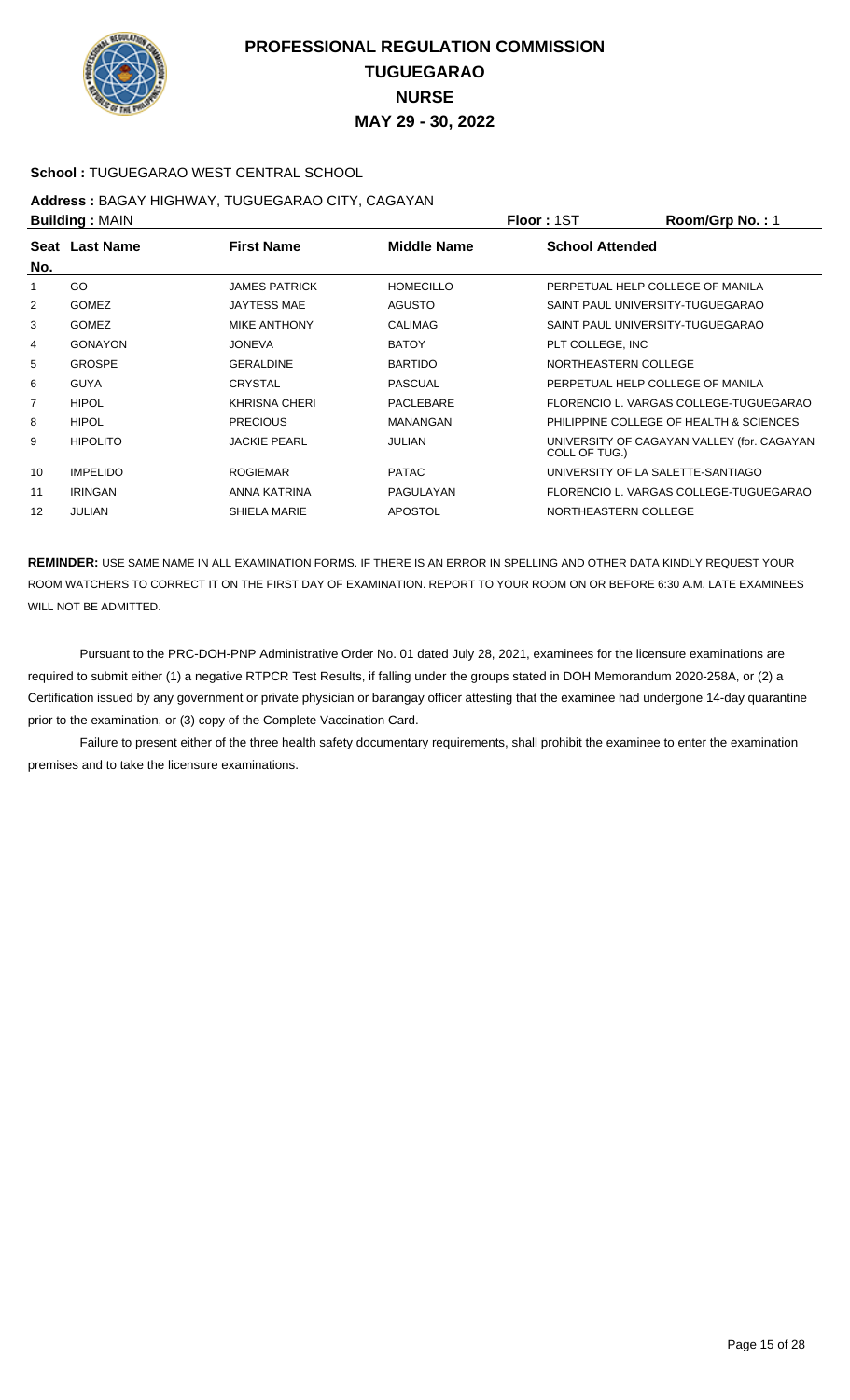# PROFESSIONAL REGULATION COMMISSION
## TUGUEGARAO
## NURSE
## MAY 29 - 30, 2022

**School :** TUGUEGARAO WEST CENTRAL SCHOOL

**Address :** BAGAY HIGHWAY, TUGUEGARAO CITY, CAGAYAN

**Building :** MAIN **Floor :** 1ST **Room/Grp No. :** 1

| Seat No. | Last Name | First Name | Middle Name | School Attended |
|---|---|---|---|---|
| 1 | GO | JAMES PATRICK | HOMECILLO | PERPETUAL HELP COLLEGE OF MANILA |
| 2 | GOMEZ | JAYTESS MAE | AGUSTO | SAINT PAUL UNIVERSITY-TUGUEGARAO |
| 3 | GOMEZ | MIKE ANTHONY | CALIMAG | SAINT PAUL UNIVERSITY-TUGUEGARAO |
| 4 | GONAYON | JONEVA | BATOY | PLT COLLEGE, INC |
| 5 | GROSPE | GERALDINE | BARTIDO | NORTHEASTERN COLLEGE |
| 6 | GUYA | CRYSTAL | PASCUAL | PERPETUAL HELP COLLEGE OF MANILA |
| 7 | HIPOL | KHRISNA CHERI | PACLEBARE | FLORENCIO L. VARGAS COLLEGE-TUGUEGARAO |
| 8 | HIPOL | PRECIOUS | MANANGAN | PHILIPPINE COLLEGE OF HEALTH & SCIENCES |
| 9 | HIPOLITO | JACKIE PEARL | JULIAN | UNIVERSITY OF CAGAYAN VALLEY (for. CAGAYAN COLL OF TUG.) |
| 10 | IMPELIDO | ROGIEMAR | PATAC | UNIVERSITY OF LA SALETTE-SANTIAGO |
| 11 | IRINGAN | ANNA KATRINA | PAGULAYAN | FLORENCIO L. VARGAS COLLEGE-TUGUEGARAO |
| 12 | JULIAN | SHIELA MARIE | APOSTOL | NORTHEASTERN COLLEGE |

**REMINDER:** USE SAME NAME IN ALL EXAMINATION FORMS. IF THERE IS AN ERROR IN SPELLING AND OTHER DATA KINDLY REQUEST YOUR ROOM WATCHERS TO CORRECT IT ON THE FIRST DAY OF EXAMINATION. REPORT TO YOUR ROOM ON OR BEFORE 6:30 A.M. LATE EXAMINEES WILL NOT BE ADMITTED.

Pursuant to the PRC-DOH-PNP Administrative Order No. 01 dated July 28, 2021, examinees for the licensure examinations are required to submit either (1) a negative RTPCR Test Results, if falling under the groups stated in DOH Memorandum 2020-258A, or (2) a Certification issued by any government or private physician or barangay officer attesting that the examinee had undergone 14-day quarantine prior to the examination, or (3) copy of the Complete Vaccination Card.

Failure to present either of the three health safety documentary requirements, shall prohibit the examinee to enter the examination premises and to take the licensure examinations.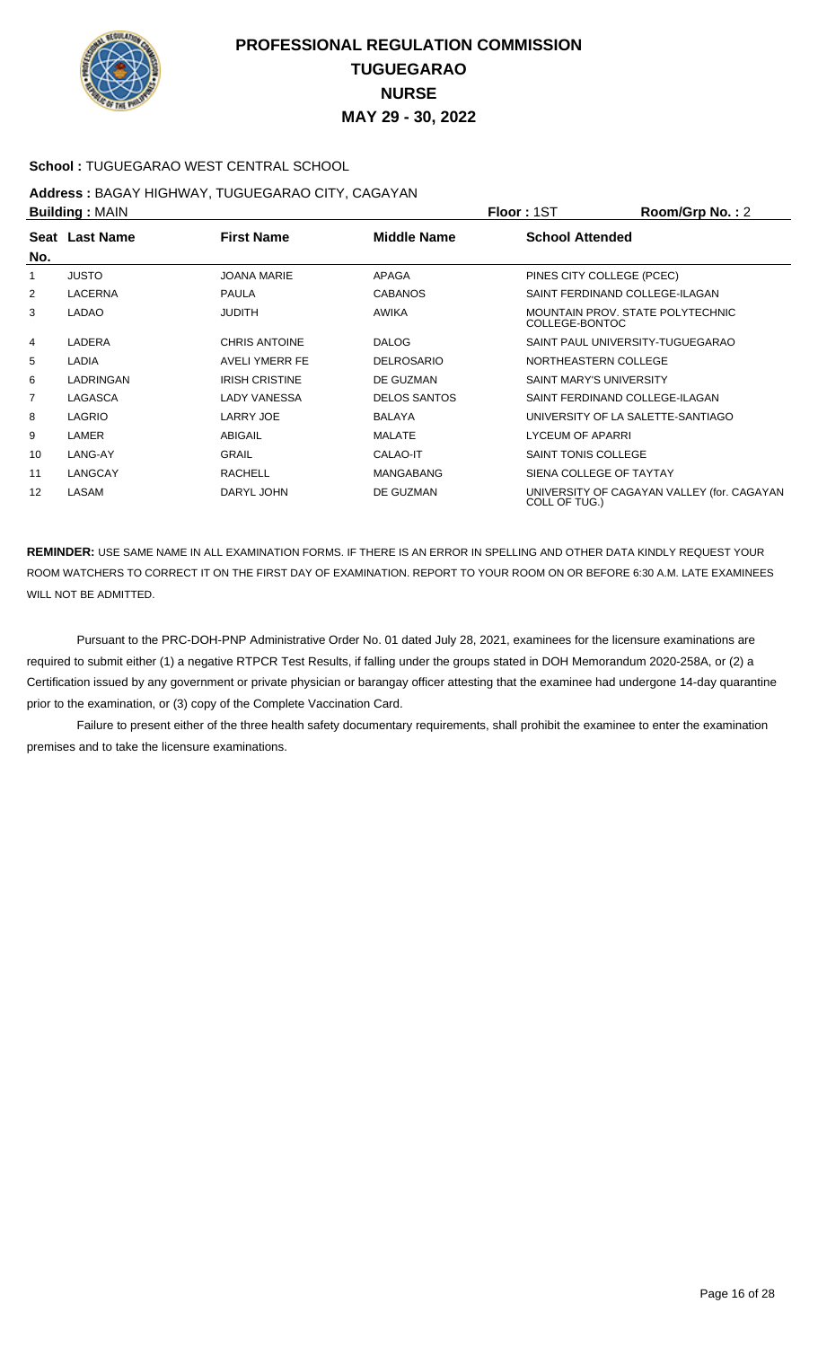# PROFESSIONAL REGULATION COMMISSION
## TUGUEGARAO
## NURSE
## MAY 29 - 30, 2022

**School :** TUGUEGARAO WEST CENTRAL SCHOOL

**Address :** BAGAY HIGHWAY, TUGUEGARAO CITY, CAGAYAN

**Building :** MAIN **Floor :** 1ST **Room/Grp No. :** 2

| Seat No. | Last Name | First Name | Middle Name | School Attended |
|---|---|---|---|---|
| 1 | JUSTO | JOANA MARIE | APAGA | PINES CITY COLLEGE (PCEC) |
| 2 | LACERNA | PAULA | CABANOS | SAINT FERDINAND COLLEGE-ILAGAN |
| 3 | LADAO | JUDITH | AWIKA | MOUNTAIN PROV. STATE POLYTECHNIC COLLEGE-BONTOC |
| 4 | LADERA | CHRIS ANTOINE | DALOG | SAINT PAUL UNIVERSITY-TUGUEGARAO |
| 5 | LADIA | AVELI YMERR FE | DELROSARIO | NORTHEASTERN COLLEGE |
| 6 | LADRINGAN | IRISH CRISTINE | DE GUZMAN | SAINT MARY'S UNIVERSITY |
| 7 | LAGASCA | LADY VANESSA | DELOS SANTOS | SAINT FERDINAND COLLEGE-ILAGAN |
| 8 | LAGRIO | LARRY JOE | BALAYA | UNIVERSITY OF LA SALETTE-SANTIAGO |
| 9 | LAMER | ABIGAIL | MALATE | LYCEUM OF APARRI |
| 10 | LANG-AY | GRAIL | CALAO-IT | SAINT TONIS COLLEGE |
| 11 | LANGCAY | RACHELL | MANGABANG | SIENA COLLEGE OF TAYTAY |
| 12 | LASAM | DARYL JOHN | DE GUZMAN | UNIVERSITY OF CAGAYAN VALLEY (for. CAGAYAN COLL OF TUG.) |

**REMINDER:** USE SAME NAME IN ALL EXAMINATION FORMS. IF THERE IS AN ERROR IN SPELLING AND OTHER DATA KINDLY REQUEST YOUR ROOM WATCHERS TO CORRECT IT ON THE FIRST DAY OF EXAMINATION. REPORT TO YOUR ROOM ON OR BEFORE 6:30 A.M. LATE EXAMINEES WILL NOT BE ADMITTED.

Pursuant to the PRC-DOH-PNP Administrative Order No. 01 dated July 28, 2021, examinees for the licensure examinations are required to submit either (1) a negative RTPCR Test Results, if falling under the groups stated in DOH Memorandum 2020-258A, or (2) a Certification issued by any government or private physician or barangay officer attesting that the examinee had undergone 14-day quarantine prior to the examination, or (3) copy of the Complete Vaccination Card.

Failure to present either of the three health safety documentary requirements, shall prohibit the examinee to enter the examination premises and to take the licensure examinations.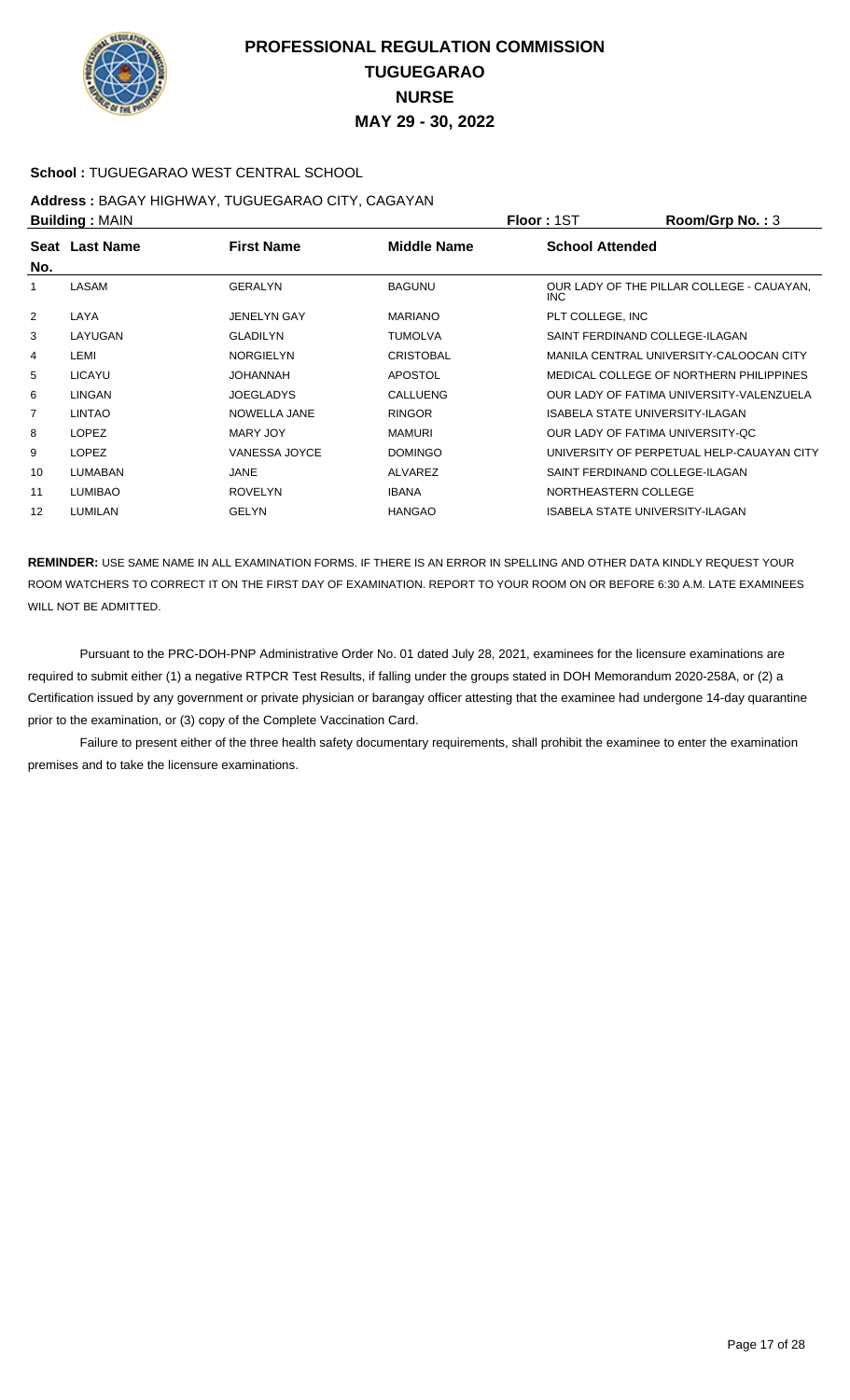# PROFESSIONAL REGULATION COMMISSION
## TUGUEGARAO
## NURSE
## MAY 29 - 30, 2022

**School :** TUGUEGARAO WEST CENTRAL SCHOOL

**Address :** BAGAY HIGHWAY, TUGUEGARAO CITY, CAGAYAN

**Building :** MAIN **Floor :** 1ST **Room/Grp No. :** 3

| Seat No. | Last Name | First Name | Middle Name | School Attended |
|---|---|---|---|---|
| 1 | LASAM | GERALYN | BAGUNU | OUR LADY OF THE PILLAR COLLEGE - CAUAYAN, INC |
| 2 | LAYA | JENELYN GAY | MARIANO | PLT COLLEGE, INC |
| 3 | LAYUGAN | GLADILYN | TUMOLVA | SAINT FERDINAND COLLEGE-ILAGAN |
| 4 | LEMI | NORGIELYN | CRISTOBAL | MANILA CENTRAL UNIVERSITY-CALOOCAN CITY |
| 5 | LICAYU | JOHANNAH | APOSTOL | MEDICAL COLLEGE OF NORTHERN PHILIPPINES |
| 6 | LINGAN | JOEGLADYS | CALLUENG | OUR LADY OF FATIMA UNIVERSITY-VALENZUELA |
| 7 | LINTAO | NOWELLA JANE | RINGOR | ISABELA STATE UNIVERSITY-ILAGAN |
| 8 | LOPEZ | MARY JOY | MAMURI | OUR LADY OF FATIMA UNIVERSITY-QC |
| 9 | LOPEZ | VANESSA JOYCE | DOMINGO | UNIVERSITY OF PERPETUAL HELP-CAUAYAN CITY |
| 10 | LUMABAN | JANE | ALVAREZ | SAINT FERDINAND COLLEGE-ILAGAN |
| 11 | LUMIBAO | ROVELYN | IBANA | NORTHEASTERN COLLEGE |
| 12 | LUMILAN | GELYN | HANGAO | ISABELA STATE UNIVERSITY-ILAGAN |

**REMINDER:** USE SAME NAME IN ALL EXAMINATION FORMS. IF THERE IS AN ERROR IN SPELLING AND OTHER DATA KINDLY REQUEST YOUR ROOM WATCHERS TO CORRECT IT ON THE FIRST DAY OF EXAMINATION. REPORT TO YOUR ROOM ON OR BEFORE 6:30 A.M. LATE EXAMINEES WILL NOT BE ADMITTED.

Pursuant to the PRC-DOH-PNP Administrative Order No. 01 dated July 28, 2021, examinees for the licensure examinations are required to submit either (1) a negative RTPCR Test Results, if falling under the groups stated in DOH Memorandum 2020-258A, or (2) a Certification issued by any government or private physician or barangay officer attesting that the examinee had undergone 14-day quarantine prior to the examination, or (3) copy of the Complete Vaccination Card.

Failure to present either of the three health safety documentary requirements, shall prohibit the examinee to enter the examination premises and to take the licensure examinations.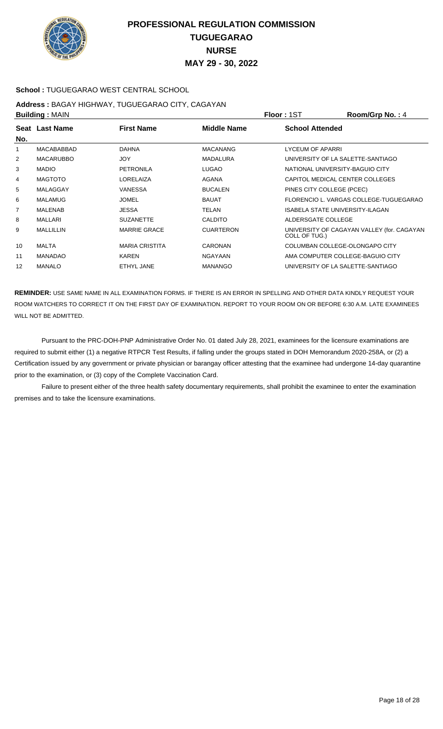# PROFESSIONAL REGULATION COMMISSION
## TUGUEGARAO
## NURSE
## MAY 29 - 30, 2022

**School :** TUGUEGARAO WEST CENTRAL SCHOOL

**Address :** BAGAY HIGHWAY, TUGUEGARAO CITY, CAGAYAN

**Building :** MAIN **Floor :** 1ST **Room/Grp No. :** 4

| Seat No. | Last Name | First Name | Middle Name | School Attended |
|---|---|---|---|---|
| 1 | MACABABBAD | DAHNA | MACANANG | LYCEUM OF APARRI |
| 2 | MACARUBBO | JOY | MADALURA | UNIVERSITY OF LA SALETTE-SANTIAGO |
| 3 | MADIO | PETRONILA | LUGAO | NATIONAL UNIVERSITY-BAGUIO CITY |
| 4 | MAGTOTO | LORELAIZA | AGANA | CAPITOL MEDICAL CENTER COLLEGES |
| 5 | MALAGGAY | VANESSA | BUCALEN | PINES CITY COLLEGE (PCEC) |
| 6 | MALAMUG | JOMEL | BAUAT | FLORENCIO L. VARGAS COLLEGE-TUGUEGARAO |
| 7 | MALENAB | JESSA | TELAN | ISABELA STATE UNIVERSITY-ILAGAN |
| 8 | MALLARI | SUZANETTE | CALDITO | ALDERSGATE COLLEGE |
| 9 | MALLILLIN | MARRIE GRACE | CUARTERON | UNIVERSITY OF CAGAYAN VALLEY (for. CAGAYAN COLL OF TUG.) |
| 10 | MALTA | MARIA CRISTITA | CARONAN | COLUMBAN COLLEGE-OLONGAPO CITY |
| 11 | MANADAO | KAREN | NGAYAAN | AMA COMPUTER COLLEGE-BAGUIO CITY |
| 12 | MANALO | ETHYL JANE | MANANGO | UNIVERSITY OF LA SALETTE-SANTIAGO |

**REMINDER:** USE SAME NAME IN ALL EXAMINATION FORMS. IF THERE IS AN ERROR IN SPELLING AND OTHER DATA KINDLY REQUEST YOUR ROOM WATCHERS TO CORRECT IT ON THE FIRST DAY OF EXAMINATION. REPORT TO YOUR ROOM ON OR BEFORE 6:30 A.M. LATE EXAMINEES WILL NOT BE ADMITTED.

Pursuant to the PRC-DOH-PNP Administrative Order No. 01 dated July 28, 2021, examinees for the licensure examinations are required to submit either (1) a negative RTPCR Test Results, if falling under the groups stated in DOH Memorandum 2020-258A, or (2) a Certification issued by any government or private physician or barangay officer attesting that the examinee had undergone 14-day quarantine prior to the examination, or (3) copy of the Complete Vaccination Card.

Failure to present either of the three health safety documentary requirements, shall prohibit the examinee to enter the examination premises and to take the licensure examinations.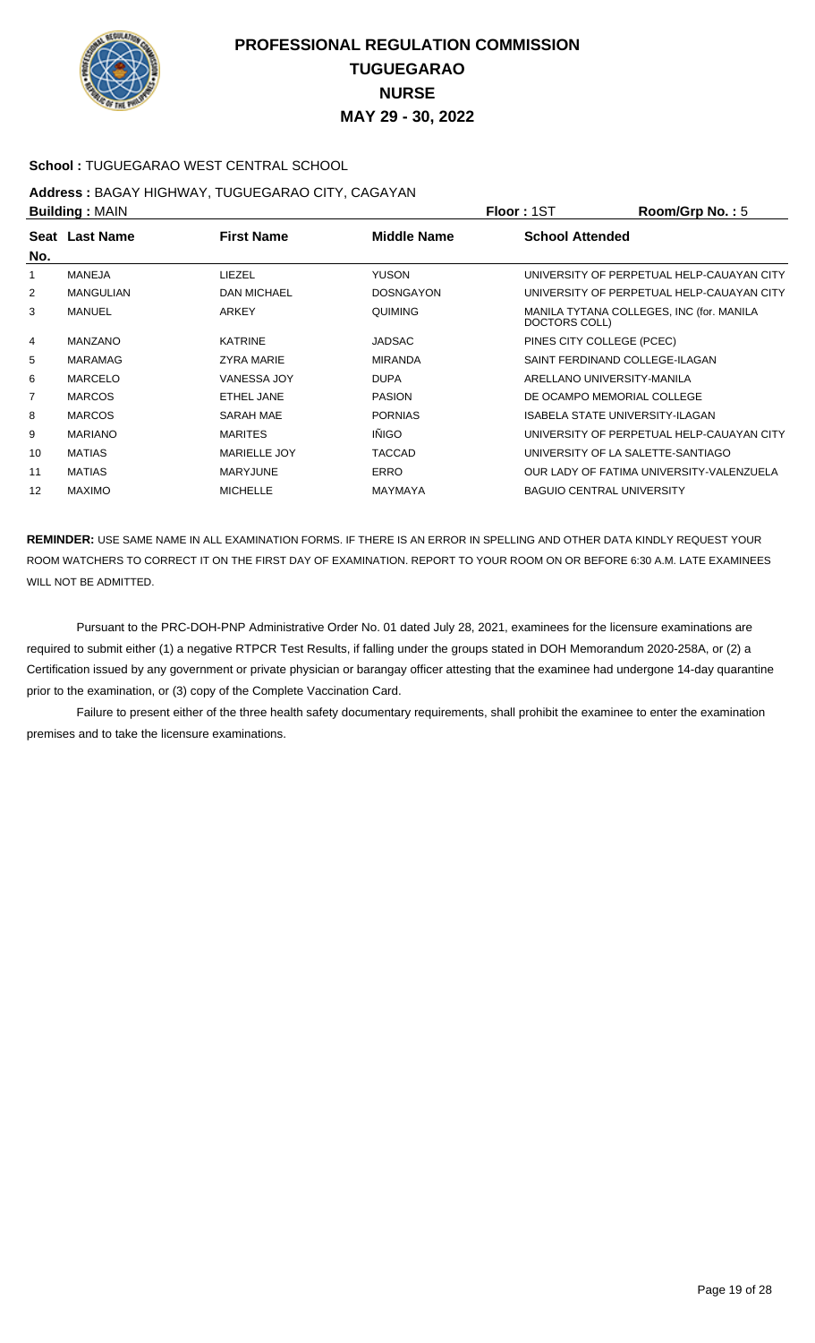# PROFESSIONAL REGULATION COMMISSION
## TUGUEGARAO
## NURSE
## MAY 29 - 30, 2022

**School :** TUGUEGARAO WEST CENTRAL SCHOOL

**Address :** BAGAY HIGHWAY, TUGUEGARAO CITY, CAGAYAN

**Building :** MAIN | **Floor :** 1ST | **Room/Grp No. :** 5

| Seat No. | Last Name | First Name | Middle Name | School Attended |
|---|---|---|---|---|
| 1 | MANEJA | LIEZEL | YUSON | UNIVERSITY OF PERPETUAL HELP-CAUAYAN CITY |
| 2 | MANGULIAN | DAN MICHAEL | DOSNGAYON | UNIVERSITY OF PERPETUAL HELP-CAUAYAN CITY |
| 3 | MANUEL | ARKEY | QUIMING | MANILA TYTANA COLLEGES, INC (for. MANILA DOCTORS COLL) |
| 4 | MANZANO | KATRINE | JADSAC | PINES CITY COLLEGE (PCEC) |
| 5 | MARAMAG | ZYRA MARIE | MIRANDA | SAINT FERDINAND COLLEGE-ILAGAN |
| 6 | MARCELO | VANESSA JOY | DUPA | ARELLANO UNIVERSITY-MANILA |
| 7 | MARCOS | ETHEL JANE | PASION | DE OCAMPO MEMORIAL COLLEGE |
| 8 | MARCOS | SARAH MAE | PORNIAS | ISABELA STATE UNIVERSITY-ILAGAN |
| 9 | MARIANO | MARITES | IÑIGO | UNIVERSITY OF PERPETUAL HELP-CAUAYAN CITY |
| 10 | MATIAS | MARIELLE JOY | TACCAD | UNIVERSITY OF LA SALETTE-SANTIAGO |
| 11 | MATIAS | MARYJUNE | ERRO | OUR LADY OF FATIMA UNIVERSITY-VALENZUELA |
| 12 | MAXIMO | MICHELLE | MAYMAYA | BAGUIO CENTRAL UNIVERSITY |

**REMINDER:** USE SAME NAME IN ALL EXAMINATION FORMS. IF THERE IS AN ERROR IN SPELLING AND OTHER DATA KINDLY REQUEST YOUR ROOM WATCHERS TO CORRECT IT ON THE FIRST DAY OF EXAMINATION. REPORT TO YOUR ROOM ON OR BEFORE 6:30 A.M. LATE EXAMINEES WILL NOT BE ADMITTED.

Pursuant to the PRC-DOH-PNP Administrative Order No. 01 dated July 28, 2021, examinees for the licensure examinations are required to submit either (1) a negative RTPCR Test Results, if falling under the groups stated in DOH Memorandum 2020-258A, or (2) a Certification issued by any government or private physician or barangay officer attesting that the examinee had undergone 14-day quarantine prior to the examination, or (3) copy of the Complete Vaccination Card.

Failure to present either of the three health safety documentary requirements, shall prohibit the examinee to enter the examination premises and to take the licensure examinations.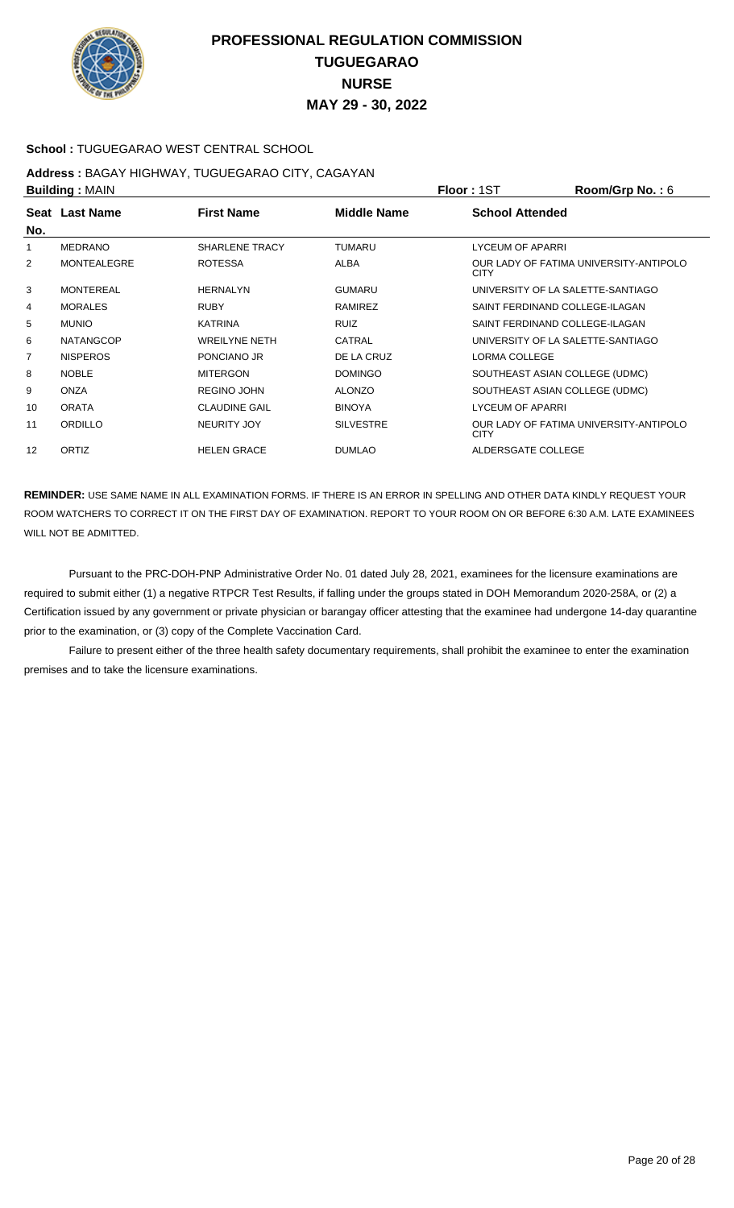# PROFESSIONAL REGULATION COMMISSION
# TUGUEGARAO
# NURSE
# MAY 29 - 30, 2022

**School :** TUGUEGARAO WEST CENTRAL SCHOOL

**Address :** BAGAY HIGHWAY, TUGUEGARAO CITY, CAGAYAN

**Building :** MAIN **Floor :** 1ST **Room/Grp No. :** 6

| Seat No. | Last Name | First Name | Middle Name | School Attended |
|---|---|---|---|---|
| 1 | MEDRANO | SHARLENE TRACY | TUMARU | LYCEUM OF APARRI |
| 2 | MONTEALEGRE | ROTESSA | ALBA | OUR LADY OF FATIMA UNIVERSITY-ANTIPOLO CITY |
| 3 | MONTEREAL | HERNALYN | GUMARU | UNIVERSITY OF LA SALETTE-SANTIAGO |
| 4 | MORALES | RUBY | RAMIREZ | SAINT FERDINAND COLLEGE-ILAGAN |
| 5 | MUNIO | KATRINA | RUIZ | SAINT FERDINAND COLLEGE-ILAGAN |
| 6 | NATANGCOP | WREILYNE NETH | CATRAL | UNIVERSITY OF LA SALETTE-SANTIAGO |
| 7 | NISPEROS | PONCIANO JR | DE LA CRUZ | LORMA COLLEGE |
| 8 | NOBLE | MITERGON | DOMINGO | SOUTHEAST ASIAN COLLEGE (UDMC) |
| 9 | ONZA | REGINO JOHN | ALONZO | SOUTHEAST ASIAN COLLEGE (UDMC) |
| 10 | ORATA | CLAUDINE GAIL | BINOYA | LYCEUM OF APARRI |
| 11 | ORDILLO | NEURITY JOY | SILVESTRE | OUR LADY OF FATIMA UNIVERSITY-ANTIPOLO CITY |
| 12 | ORTIZ | HELEN GRACE | DUMLAO | ALDERSGATE COLLEGE |

**REMINDER:** USE SAME NAME IN ALL EXAMINATION FORMS. IF THERE IS AN ERROR IN SPELLING AND OTHER DATA KINDLY REQUEST YOUR ROOM WATCHERS TO CORRECT IT ON THE FIRST DAY OF EXAMINATION. REPORT TO YOUR ROOM ON OR BEFORE 6:30 A.M. LATE EXAMINEES WILL NOT BE ADMITTED.

Pursuant to the PRC-DOH-PNP Administrative Order No. 01 dated July 28, 2021, examinees for the licensure examinations are required to submit either (1) a negative RTPCR Test Results, if falling under the groups stated in DOH Memorandum 2020-258A, or (2) a Certification issued by any government or private physician or barangay officer attesting that the examinee had undergone 14-day quarantine prior to the examination, or (3) copy of the Complete Vaccination Card.

Failure to present either of the three health safety documentary requirements, shall prohibit the examinee to enter the examination premises and to take the licensure examinations.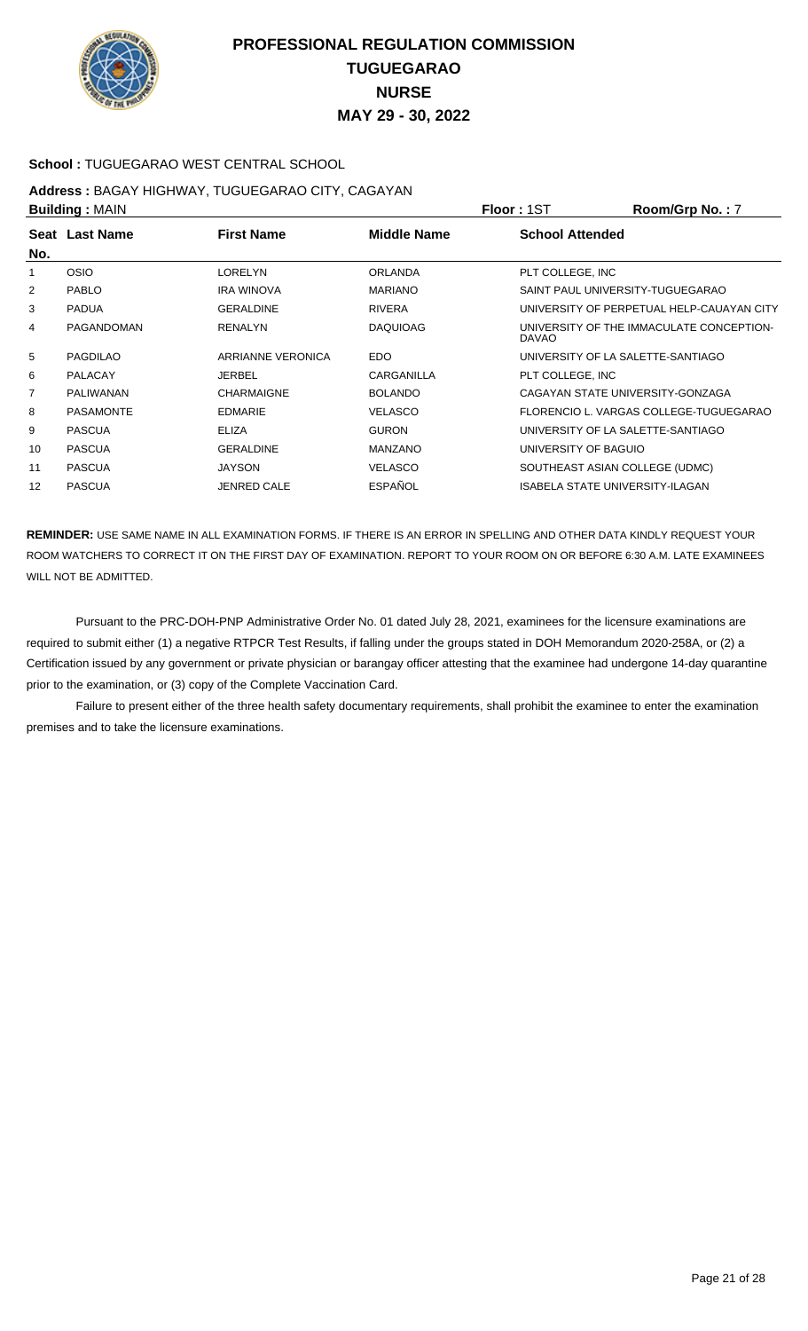# PROFESSIONAL REGULATION COMMISSION
## TUGUEGARAO
## NURSE
## MAY 29 - 30, 2022

**School :** TUGUEGARAO WEST CENTRAL SCHOOL

**Address :** BAGAY HIGHWAY, TUGUEGARAO CITY, CAGAYAN

**Building :** MAIN **Floor :** 1ST **Room/Grp No. :** 7

| Seat No. | Last Name | First Name | Middle Name | School Attended |
|---|---|---|---|---|
| 1 | OSIO | LORELYN | ORLANDA | PLT COLLEGE, INC |
| 2 | PABLO | IRA WINOVA | MARIANO | SAINT PAUL UNIVERSITY-TUGUEGARAO |
| 3 | PADUA | GERALDINE | RIVERA | UNIVERSITY OF PERPETUAL HELP-CAUAYAN CITY |
| 4 | PAGANDOMAN | RENALYN | DAQUIOAG | UNIVERSITY OF THE IMMACULATE CONCEPTION-DAVAO |
| 5 | PAGDILAO | ARRIANNE VERONICA | EDO | UNIVERSITY OF LA SALETTE-SANTIAGO |
| 6 | PALACAY | JERBEL | CARGANILLA | PLT COLLEGE, INC |
| 7 | PALIWANAN | CHARMAIGNE | BOLANDO | CAGAYAN STATE UNIVERSITY-GONZAGA |
| 8 | PASAMONTE | EDMARIE | VELASCO | FLORENCIO L. VARGAS COLLEGE-TUGUEGARAO |
| 9 | PASCUA | ELIZA | GURON | UNIVERSITY OF LA SALETTE-SANTIAGO |
| 10 | PASCUA | GERALDINE | MANZANO | UNIVERSITY OF BAGUIO |
| 11 | PASCUA | JAYSON | VELASCO | SOUTHEAST ASIAN COLLEGE (UDMC) |
| 12 | PASCUA | JENRED CALE | ESPAÑOL | ISABELA STATE UNIVERSITY-ILAGAN |

**REMINDER:** USE SAME NAME IN ALL EXAMINATION FORMS. IF THERE IS AN ERROR IN SPELLING AND OTHER DATA KINDLY REQUEST YOUR ROOM WATCHERS TO CORRECT IT ON THE FIRST DAY OF EXAMINATION. REPORT TO YOUR ROOM ON OR BEFORE 6:30 A.M. LATE EXAMINEES WILL NOT BE ADMITTED.

Pursuant to the PRC-DOH-PNP Administrative Order No. 01 dated July 28, 2021, examinees for the licensure examinations are required to submit either (1) a negative RTPCR Test Results, if falling under the groups stated in DOH Memorandum 2020-258A, or (2) a Certification issued by any government or private physician or barangay officer attesting that the examinee had undergone 14-day quarantine prior to the examination, or (3) copy of the Complete Vaccination Card.

Failure to present either of the three health safety documentary requirements, shall prohibit the examinee to enter the examination premises and to take the licensure examinations.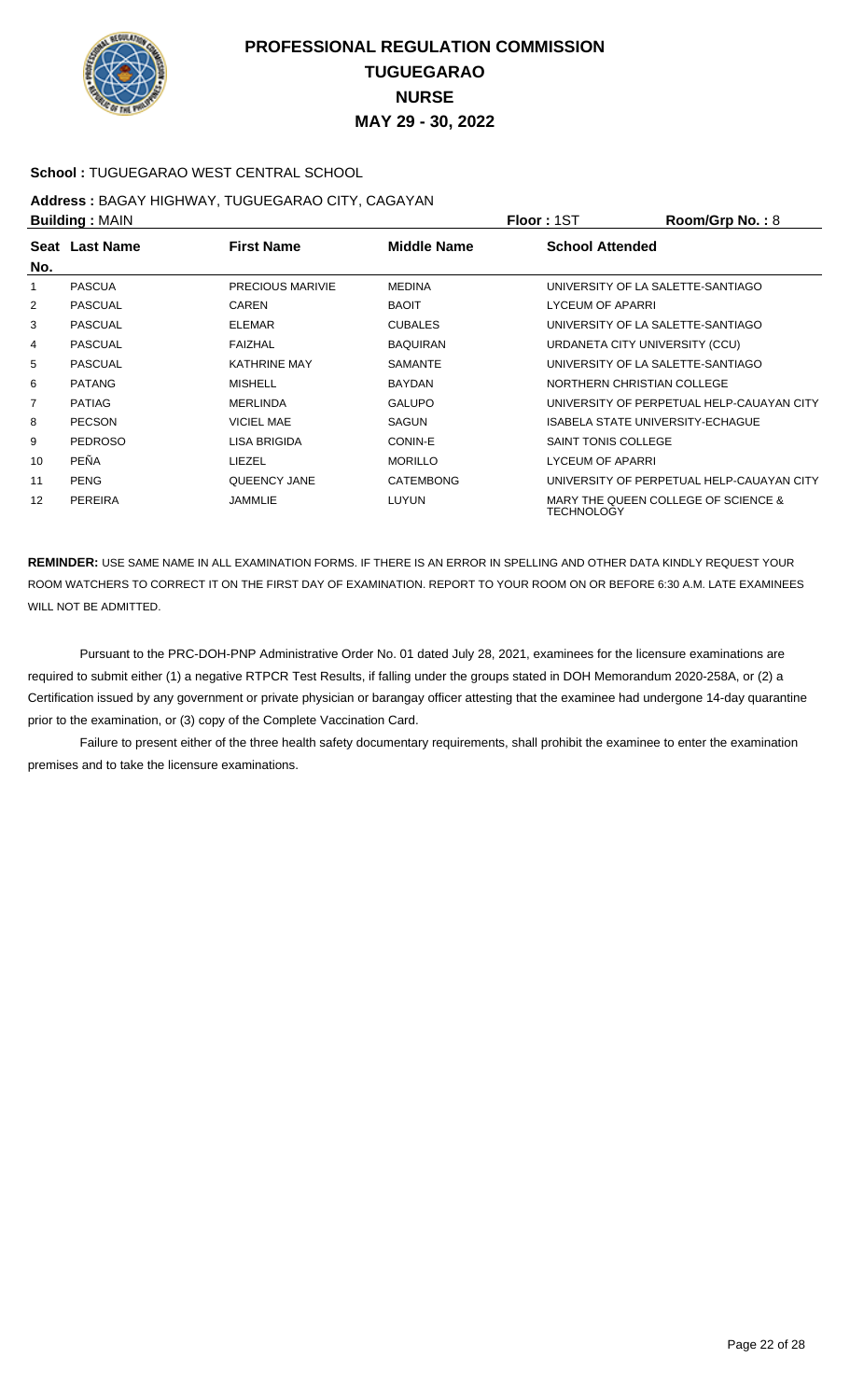# PROFESSIONAL REGULATION COMMISSION
## TUGUEGARAO
## NURSE
## MAY 29 - 30, 2022

**School :** TUGUEGARAO WEST CENTRAL SCHOOL

**Address :** BAGAY HIGHWAY, TUGUEGARAO CITY, CAGAYAN

**Building :** MAIN **Floor :** 1ST **Room/Grp No. :** 8

| Seat No. | Last Name | First Name | Middle Name | School Attended |
|---|---|---|---|---|
| 1 | PASCUA | PRECIOUS MARIVIE | MEDINA | UNIVERSITY OF LA SALETTE-SANTIAGO |
| 2 | PASCUAL | CAREN | BAOIT | LYCEUM OF APARRI |
| 3 | PASCUAL | ELEMAR | CUBALES | UNIVERSITY OF LA SALETTE-SANTIAGO |
| 4 | PASCUAL | FAIZHAL | BAQUIRAN | URDANETA CITY UNIVERSITY (CCU) |
| 5 | PASCUAL | KATHRINE MAY | SAMANTE | UNIVERSITY OF LA SALETTE-SANTIAGO |
| 6 | PATANG | MISHELL | BAYDAN | NORTHERN CHRISTIAN COLLEGE |
| 7 | PATIAG | MERLINDA | GALUPO | UNIVERSITY OF PERPETUAL HELP-CAUAYAN CITY |
| 8 | PECSON | VICIEL MAE | SAGUN | ISABELA STATE UNIVERSITY-ECHAGUE |
| 9 | PEDROSO | LISA BRIGIDA | CONIN-E | SAINT TONIS COLLEGE |
| 10 | PEÑA | LIEZEL | MORILLO | LYCEUM OF APARRI |
| 11 | PENG | QUEENCY JANE | CATEMBONG | UNIVERSITY OF PERPETUAL HELP-CAUAYAN CITY |
| 12 | PEREIRA | JAMMLIE | LUYUN | MARY THE QUEEN COLLEGE OF SCIENCE & TECHNOLOGY |

**REMINDER:** USE SAME NAME IN ALL EXAMINATION FORMS. IF THERE IS AN ERROR IN SPELLING AND OTHER DATA KINDLY REQUEST YOUR ROOM WATCHERS TO CORRECT IT ON THE FIRST DAY OF EXAMINATION. REPORT TO YOUR ROOM ON OR BEFORE 6:30 A.M. LATE EXAMINEES WILL NOT BE ADMITTED.

Pursuant to the PRC-DOH-PNP Administrative Order No. 01 dated July 28, 2021, examinees for the licensure examinations are required to submit either (1) a negative RTPCR Test Results, if falling under the groups stated in DOH Memorandum 2020-258A, or (2) a Certification issued by any government or private physician or barangay officer attesting that the examinee had undergone 14-day quarantine prior to the examination, or (3) copy of the Complete Vaccination Card.

Failure to present either of the three health safety documentary requirements, shall prohibit the examinee to enter the examination premises and to take the licensure examinations.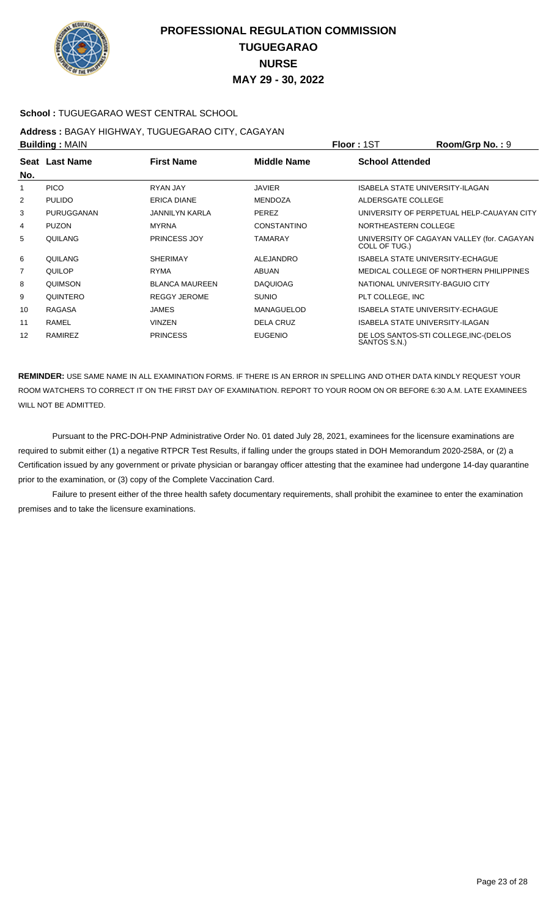# PROFESSIONAL REGULATION COMMISSION
## TUGUEGARAO
## NURSE
## MAY 29 - 30, 2022

**School :** TUGUEGARAO WEST CENTRAL SCHOOL

**Address :** BAGAY HIGHWAY, TUGUEGARAO CITY, CAGAYAN

**Building :** MAIN **Floor :** 1ST **Room/Grp No. :** 9

| Seat No. | Last Name | First Name | Middle Name | School Attended |
|---|---|---|---|---|
| 1 | PICO | RYAN JAY | JAVIER | ISABELA STATE UNIVERSITY-ILAGAN |
| 2 | PULIDO | ERICA DIANE | MENDOZA | ALDERSGATE COLLEGE |
| 3 | PURUGGANAN | JANNILYN KARLA | PEREZ | UNIVERSITY OF PERPETUAL HELP-CAUAYAN CITY |
| 4 | PUZON | MYRNA | CONSTANTINO | NORTHEASTERN COLLEGE |
| 5 | QUILANG | PRINCESS JOY | TAMARAY | UNIVERSITY OF CAGAYAN VALLEY (for. CAGAYAN COLL OF TUG.) |
| 6 | QUILANG | SHERIMAY | ALEJANDRO | ISABELA STATE UNIVERSITY-ECHAGUE |
| 7 | QUILOP | RYMA | ABUAN | MEDICAL COLLEGE OF NORTHERN PHILIPPINES |
| 8 | QUIMSON | BLANCA MAUREEN | DAQUIOAG | NATIONAL UNIVERSITY-BAGUIO CITY |
| 9 | QUINTERO | REGGY JEROME | SUNIO | PLT COLLEGE, INC |
| 10 | RAGASA | JAMES | MANAGUELOD | ISABELA STATE UNIVERSITY-ECHAGUE |
| 11 | RAMEL | VINZEN | DELA CRUZ | ISABELA STATE UNIVERSITY-ILAGAN |
| 12 | RAMIREZ | PRINCESS | EUGENIO | DE LOS SANTOS-STI COLLEGE,INC-(DELOS SANTOS S.N.) |

**REMINDER:** USE SAME NAME IN ALL EXAMINATION FORMS. IF THERE IS AN ERROR IN SPELLING AND OTHER DATA KINDLY REQUEST YOUR ROOM WATCHERS TO CORRECT IT ON THE FIRST DAY OF EXAMINATION. REPORT TO YOUR ROOM ON OR BEFORE 6:30 A.M. LATE EXAMINEES WILL NOT BE ADMITTED.

Pursuant to the PRC-DOH-PNP Administrative Order No. 01 dated July 28, 2021, examinees for the licensure examinations are required to submit either (1) a negative RTPCR Test Results, if falling under the groups stated in DOH Memorandum 2020-258A, or (2) a Certification issued by any government or private physician or barangay officer attesting that the examinee had undergone 14-day quarantine prior to the examination, or (3) copy of the Complete Vaccination Card.

Failure to present either of the three health safety documentary requirements, shall prohibit the examinee to enter the examination premises and to take the licensure examinations.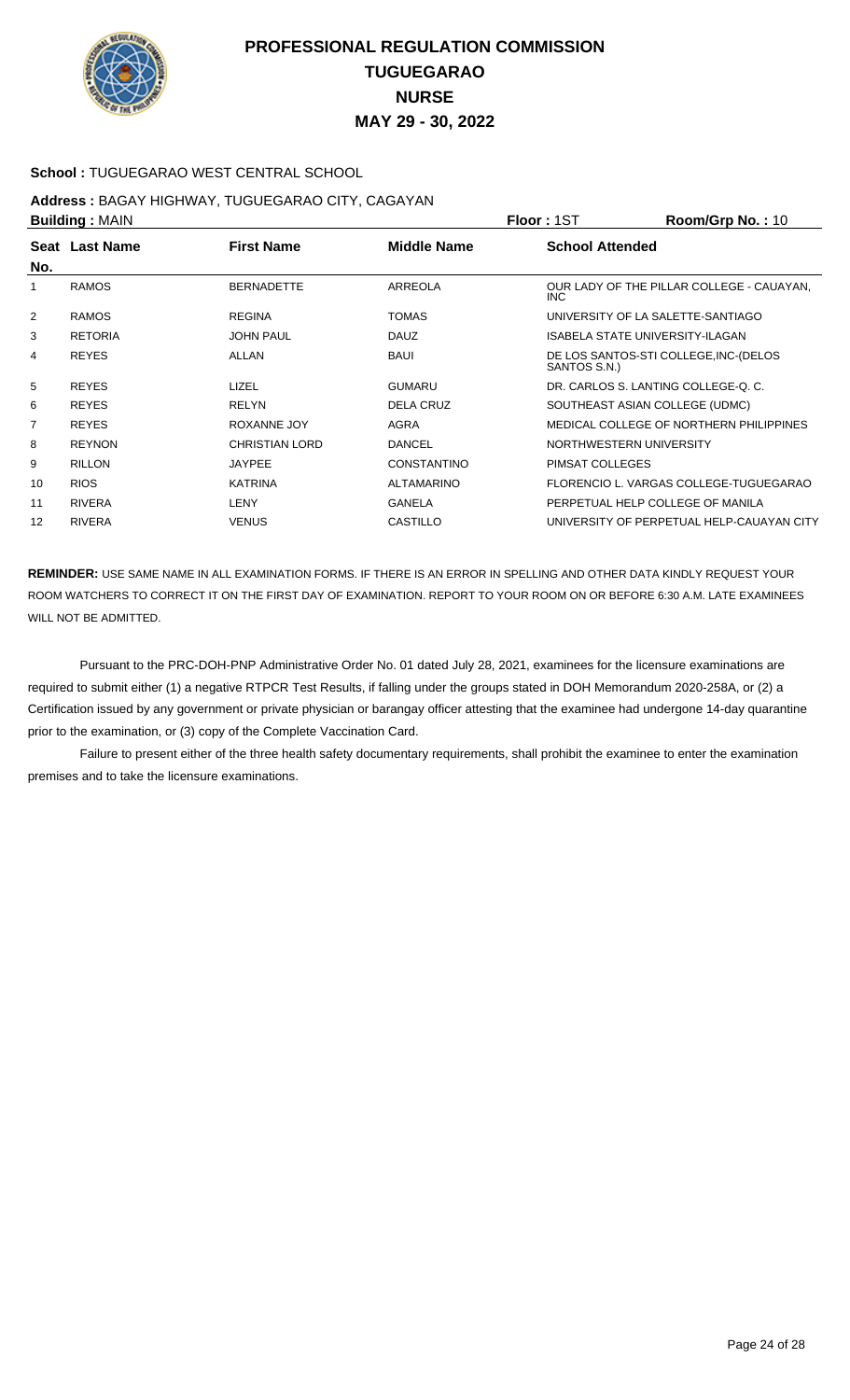# PROFESSIONAL REGULATION COMMISSION
## TUGUEGARAO
## NURSE
## MAY 29 - 30, 2022

**School :** TUGUEGARAO WEST CENTRAL SCHOOL

**Address :** BAGAY HIGHWAY, TUGUEGARAO CITY, CAGAYAN

**Building :** MAIN **Floor :** 1ST **Room/Grp No. :** 10

| Seat No. | Last Name | First Name | Middle Name | School Attended |
|---|---|---|---|---|
| 1 | RAMOS | BERNADETTE | ARREOLA | OUR LADY OF THE PILLAR COLLEGE - CAUAYAN, INC |
| 2 | RAMOS | REGINA | TOMAS | UNIVERSITY OF LA SALETTE-SANTIAGO |
| 3 | RETORIA | JOHN PAUL | DAUZ | ISABELA STATE UNIVERSITY-ILAGAN |
| 4 | REYES | ALLAN | BAUI | DE LOS SANTOS-STI COLLEGE,INC-(DELOS SANTOS S.N.) |
| 5 | REYES | LIZEL | GUMARU | DR. CARLOS S. LANTING COLLEGE-Q. C. |
| 6 | REYES | RELYN | DELA CRUZ | SOUTHEAST ASIAN COLLEGE (UDMC) |
| 7 | REYES | ROXANNE JOY | AGRA | MEDICAL COLLEGE OF NORTHERN PHILIPPINES |
| 8 | REYNON | CHRISTIAN LORD | DANCEL | NORTHWESTERN UNIVERSITY |
| 9 | RILLON | JAYPEE | CONSTANTINO | PIMSAT COLLEGES |
| 10 | RIOS | KATRINA | ALTAMARINO | FLORENCIO L. VARGAS COLLEGE-TUGUEGARAO |
| 11 | RIVERA | LENY | GANELA | PERPETUAL HELP COLLEGE OF MANILA |
| 12 | RIVERA | VENUS | CASTILLO | UNIVERSITY OF PERPETUAL HELP-CAUAYAN CITY |

**REMINDER:** USE SAME NAME IN ALL EXAMINATION FORMS. IF THERE IS AN ERROR IN SPELLING AND OTHER DATA KINDLY REQUEST YOUR ROOM WATCHERS TO CORRECT IT ON THE FIRST DAY OF EXAMINATION. REPORT TO YOUR ROOM ON OR BEFORE 6:30 A.M. LATE EXAMINEES WILL NOT BE ADMITTED.

Pursuant to the PRC-DOH-PNP Administrative Order No. 01 dated July 28, 2021, examinees for the licensure examinations are required to submit either (1) a negative RTPCR Test Results, if falling under the groups stated in DOH Memorandum 2020-258A, or (2) a Certification issued by any government or private physician or barangay officer attesting that the examinee had undergone 14-day quarantine prior to the examination, or (3) copy of the Complete Vaccination Card.

Failure to present either of the three health safety documentary requirements, shall prohibit the examinee to enter the examination premises and to take the licensure examinations.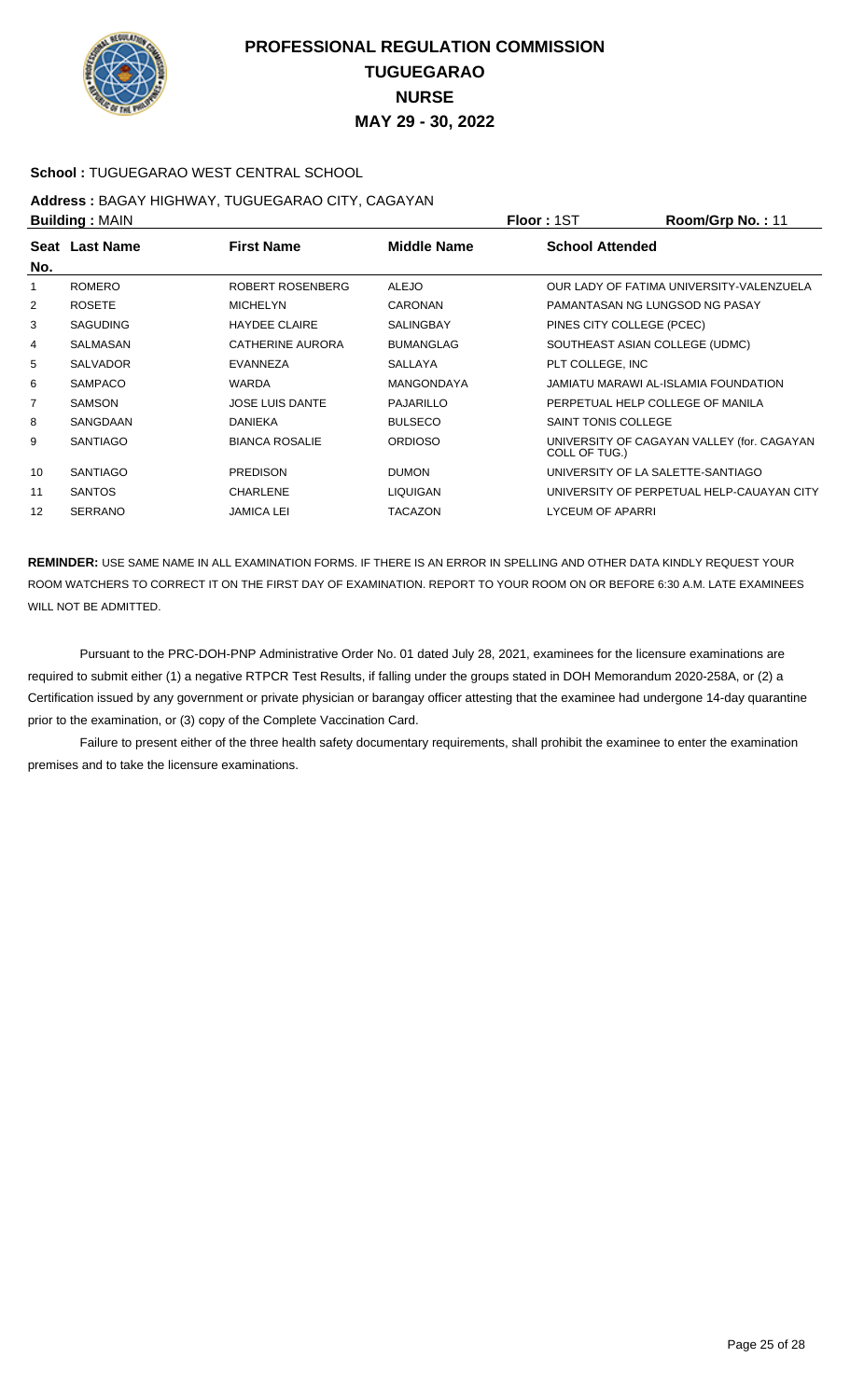# PROFESSIONAL REGULATION COMMISSION
## TUGUEGARAO
## NURSE
## MAY 29 - 30, 2022

**School :** TUGUEGARAO WEST CENTRAL SCHOOL

**Address :** BAGAY HIGHWAY, TUGUEGARAO CITY, CAGAYAN

**Building :** MAIN **Floor :** 1ST **Room/Grp No. :** 11

| Seat No. | Last Name | First Name | Middle Name | School Attended |
|---|---|---|---|---|
| 1 | ROMERO | ROBERT ROSENBERG | ALEJO | OUR LADY OF FATIMA UNIVERSITY-VALENZUELA |
| 2 | ROSETE | MICHELYN | CARONAN | PAMANTASAN NG LUNGSOD NG PASAY |
| 3 | SAGUDING | HAYDEE CLAIRE | SALINGBAY | PINES CITY COLLEGE (PCEC) |
| 4 | SALMASAN | CATHERINE AURORA | BUMANGLAG | SOUTHEAST ASIAN COLLEGE (UDMC) |
| 5 | SALVADOR | EVANNEZA | SALLAYA | PLT COLLEGE, INC |
| 6 | SAMPACO | WARDA | MANGONDAYA | JAMIATU MARAWI AL-ISLAMIA FOUNDATION |
| 7 | SAMSON | JOSE LUIS DANTE | PAJARILLO | PERPETUAL HELP COLLEGE OF MANILA |
| 8 | SANGDAAN | DANIEKA | BULSECO | SAINT TONIS COLLEGE |
| 9 | SANTIAGO | BIANCA ROSALIE | ORDIOSO | UNIVERSITY OF CAGAYAN VALLEY (for. CAGAYAN COLL OF TUG.) |
| 10 | SANTIAGO | PREDISON | DUMON | UNIVERSITY OF LA SALETTE-SANTIAGO |
| 11 | SANTOS | CHARLENE | LIQUIGAN | UNIVERSITY OF PERPETUAL HELP-CAUAYAN CITY |
| 12 | SERRANO | JAMICA LEI | TACAZON | LYCEUM OF APARRI |

**REMINDER:** USE SAME NAME IN ALL EXAMINATION FORMS. IF THERE IS AN ERROR IN SPELLING AND OTHER DATA KINDLY REQUEST YOUR ROOM WATCHERS TO CORRECT IT ON THE FIRST DAY OF EXAMINATION. REPORT TO YOUR ROOM ON OR BEFORE 6:30 A.M. LATE EXAMINEES WILL NOT BE ADMITTED.

Pursuant to the PRC-DOH-PNP Administrative Order No. 01 dated July 28, 2021, examinees for the licensure examinations are required to submit either (1) a negative RTPCR Test Results, if falling under the groups stated in DOH Memorandum 2020-258A, or (2) a Certification issued by any government or private physician or barangay officer attesting that the examinee had undergone 14-day quarantine prior to the examination, or (3) copy of the Complete Vaccination Card.

Failure to present either of the three health safety documentary requirements, shall prohibit the examinee to enter the examination premises and to take the licensure examinations.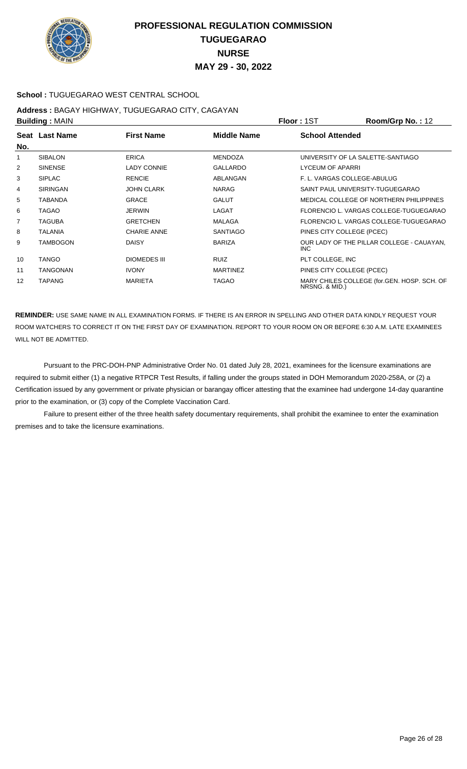# PROFESSIONAL REGULATION COMMISSION
## TUGUEGARAO
## NURSE
## MAY 29 - 30, 2022

**School :** TUGUEGARAO WEST CENTRAL SCHOOL

**Address :** BAGAY HIGHWAY, TUGUEGARAO CITY, CAGAYAN

**Building :** MAIN **Floor :** 1ST **Room/Grp No. :** 12

| Seat No. | Last Name | First Name | Middle Name | School Attended |
|---|---|---|---|---|
| 1 | SIBALON | ERICA | MENDOZA | UNIVERSITY OF LA SALETTE-SANTIAGO |
| 2 | SINENSE | LADY CONNIE | GALLARDO | LYCEUM OF APARRI |
| 3 | SIPLAC | RENCIE | ABLANGAN | F. L. VARGAS COLLEGE-ABULUG |
| 4 | SIRINGAN | JOHN CLARK | NARAG | SAINT PAUL UNIVERSITY-TUGUEGARAO |
| 5 | TABANDA | GRACE | GALUT | MEDICAL COLLEGE OF NORTHERN PHILIPPINES |
| 6 | TAGAO | JERWIN | LAGAT | FLORENCIO L. VARGAS COLLEGE-TUGUEGARAO |
| 7 | TAGUBA | GRETCHEN | MALAGA | FLORENCIO L. VARGAS COLLEGE-TUGUEGARAO |
| 8 | TALANIA | CHARIE ANNE | SANTIAGO | PINES CITY COLLEGE (PCEC) |
| 9 | TAMBOGON | DAISY | BARIZA | OUR LADY OF THE PILLAR COLLEGE - CAUAYAN, INC |
| 10 | TANGO | DIOMEDES III | RUIZ | PLT COLLEGE, INC |
| 11 | TANGONAN | IVONY | MARTINEZ | PINES CITY COLLEGE (PCEC) |
| 12 | TAPANG | MARIETA | TAGAO | MARY CHILES COLLEGE (for.GEN. HOSP. SCH. OF NRSNG. & MID.) |

**REMINDER:** USE SAME NAME IN ALL EXAMINATION FORMS. IF THERE IS AN ERROR IN SPELLING AND OTHER DATA KINDLY REQUEST YOUR ROOM WATCHERS TO CORRECT IT ON THE FIRST DAY OF EXAMINATION. REPORT TO YOUR ROOM ON OR BEFORE 6:30 A.M. LATE EXAMINEES WILL NOT BE ADMITTED.

Pursuant to the PRC-DOH-PNP Administrative Order No. 01 dated July 28, 2021, examinees for the licensure examinations are required to submit either (1) a negative RTPCR Test Results, if falling under the groups stated in DOH Memorandum 2020-258A, or (2) a Certification issued by any government or private physician or barangay officer attesting that the examinee had undergone 14-day quarantine prior to the examination, or (3) copy of the Complete Vaccination Card.

Failure to present either of the three health safety documentary requirements, shall prohibit the examinee to enter the examination premises and to take the licensure examinations.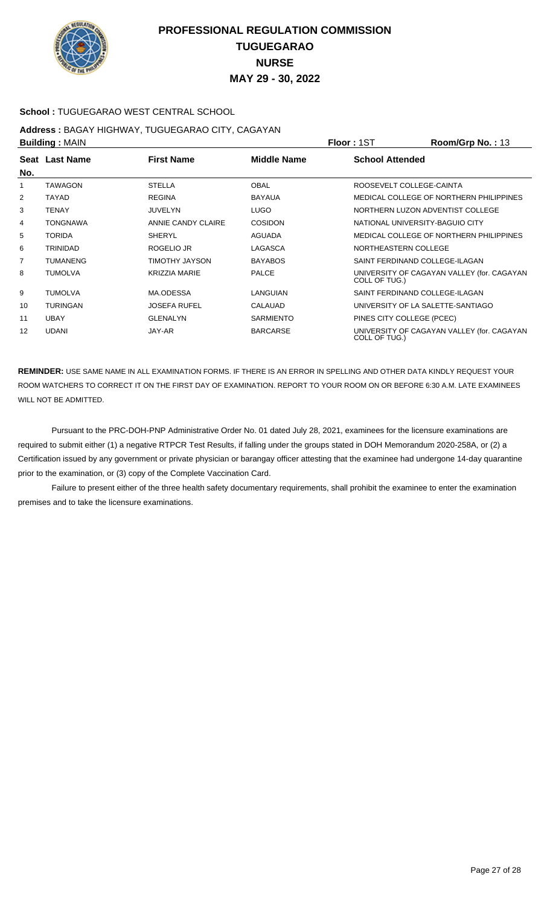# PROFESSIONAL REGULATION COMMISSION
# TUGUEGARAO
# NURSE
# MAY 29 - 30, 2022

**School :** TUGUEGARAO WEST CENTRAL SCHOOL

**Address :** BAGAY HIGHWAY, TUGUEGARAO CITY, CAGAYAN

**Building :** MAIN **Floor :** 1ST **Room/Grp No. :** 13

| Seat No. | Last Name | First Name | Middle Name | School Attended |
|---|---|---|---|---|
| 1 | TAWAGON | STELLA | OBAL | ROOSEVELT COLLEGE-CAINTA |
| 2 | TAYAD | REGINA | BAYAUA | MEDICAL COLLEGE OF NORTHERN PHILIPPINES |
| 3 | TENAY | JUVELYN | LUGO | NORTHERN LUZON ADVENTIST COLLEGE |
| 4 | TONGNAWA | ANNIE CANDY CLAIRE | COSIDON | NATIONAL UNIVERSITY-BAGUIO CITY |
| 5 | TORIDA | SHERYL | AGUADA | MEDICAL COLLEGE OF NORTHERN PHILIPPINES |
| 6 | TRINIDAD | ROGELIO JR | LAGASCA | NORTHEASTERN COLLEGE |
| 7 | TUMANENG | TIMOTHY JAYSON | BAYABOS | SAINT FERDINAND COLLEGE-ILAGAN |
| 8 | TUMOLVA | KRIZZIA MARIE | PALCE | UNIVERSITY OF CAGAYAN VALLEY (for. CAGAYAN COLL OF TUG.) |
| 9 | TUMOLVA | MA.ODESSA | LANGUIAN | SAINT FERDINAND COLLEGE-ILAGAN |
| 10 | TURINGAN | JOSEFA RUFEL | CALAUAD | UNIVERSITY OF LA SALETTE-SANTIAGO |
| 11 | UBAY | GLENALYN | SARMIENTO | PINES CITY COLLEGE (PCEC) |
| 12 | UDANI | JAY-AR | BARCARSE | UNIVERSITY OF CAGAYAN VALLEY (for. CAGAYAN COLL OF TUG.) |

**REMINDER:** USE SAME NAME IN ALL EXAMINATION FORMS. IF THERE IS AN ERROR IN SPELLING AND OTHER DATA KINDLY REQUEST YOUR ROOM WATCHERS TO CORRECT IT ON THE FIRST DAY OF EXAMINATION. REPORT TO YOUR ROOM ON OR BEFORE 6:30 A.M. LATE EXAMINEES WILL NOT BE ADMITTED.

Pursuant to the PRC-DOH-PNP Administrative Order No. 01 dated July 28, 2021, examinees for the licensure examinations are required to submit either (1) a negative RTPCR Test Results, if falling under the groups stated in DOH Memorandum 2020-258A, or (2) a Certification issued by any government or private physician or barangay officer attesting that the examinee had undergone 14-day quarantine prior to the examination, or (3) copy of the Complete Vaccination Card.

Failure to present either of the three health safety documentary requirements, shall prohibit the examinee to enter the examination premises and to take the licensure examinations.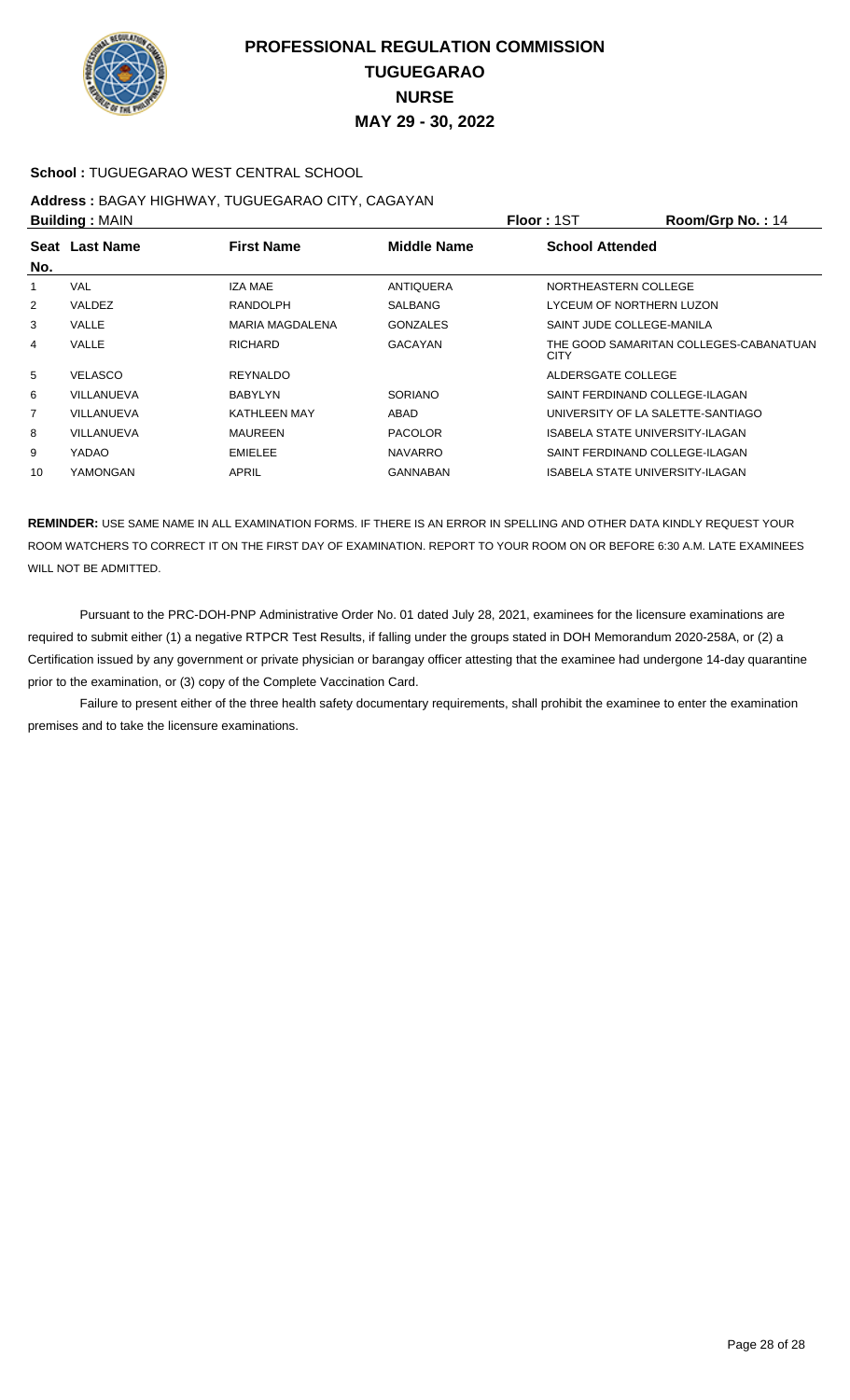# PROFESSIONAL REGULATION COMMISSION
# TUGUEGARAO
# NURSE
# MAY 29 - 30, 2022

**School :** TUGUEGARAO WEST CENTRAL SCHOOL

**Address :** BAGAY HIGHWAY, TUGUEGARAO CITY, CAGAYAN

**Building :** MAIN **Floor :** 1ST **Room/Grp No. :** 14

| Seat No. | Last Name | First Name | Middle Name | School Attended |
|---|---|---|---|---|
| 1 | VAL | IZA MAE | ANTIQUERA | NORTHEASTERN COLLEGE |
| 2 | VALDEZ | RANDOLPH | SALBANG | LYCEUM OF NORTHERN LUZON |
| 3 | VALLE | MARIA MAGDALENA | GONZALES | SAINT JUDE COLLEGE-MANILA |
| 4 | VALLE | RICHARD | GACAYAN | THE GOOD SAMARITAN COLLEGES-CABANATUAN CITY |
| 5 | VELASCO | REYNALDO | | ALDERSGATE COLLEGE |
| 6 | VILLANUEVA | BABYLYN | SORIANO | SAINT FERDINAND COLLEGE-ILAGAN |
| 7 | VILLANUEVA | KATHLEEN MAY | ABAD | UNIVERSITY OF LA SALETTE-SANTIAGO |
| 8 | VILLANUEVA | MAUREEN | PACOLOR | ISABELA STATE UNIVERSITY-ILAGAN |
| 9 | YADAO | EMIELEE | NAVARRO | SAINT FERDINAND COLLEGE-ILAGAN |
| 10 | YAMONGAN | APRIL | GANNABAN | ISABELA STATE UNIVERSITY-ILAGAN |

**REMINDER:** USE SAME NAME IN ALL EXAMINATION FORMS. IF THERE IS AN ERROR IN SPELLING AND OTHER DATA KINDLY REQUEST YOUR ROOM WATCHERS TO CORRECT IT ON THE FIRST DAY OF EXAMINATION. REPORT TO YOUR ROOM ON OR BEFORE 6:30 A.M. LATE EXAMINEES WILL NOT BE ADMITTED.

Pursuant to the PRC-DOH-PNP Administrative Order No. 01 dated July 28, 2021, examinees for the licensure examinations are required to submit either (1) a negative RTPCR Test Results, if falling under the groups stated in DOH Memorandum 2020-258A, or (2) a Certification issued by any government or private physician or barangay officer attesting that the examinee had undergone 14-day quarantine prior to the examination, or (3) copy of the Complete Vaccination Card.

Failure to present either of the three health safety documentary requirements, shall prohibit the examinee to enter the examination premises and to take the licensure examinations.